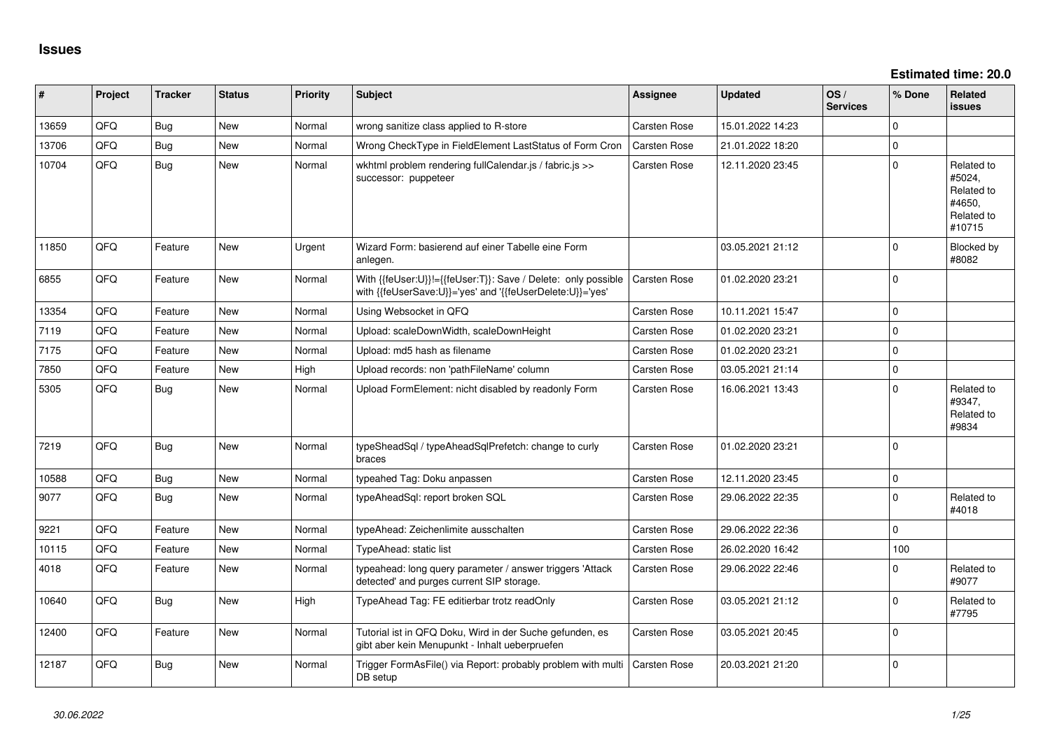# Issues

**Estimated time: 20.0**

| # | Project | Tracker | Status | Priority | Subject | Assignee | Updated | OS / Services | % Done | Related issues |
|---|---|---|---|---|---|---|---|---|---|---|
| 13659 | QFQ | Bug | New | Normal | wrong sanitize class applied to R-store | Carsten Rose | 15.01.2022 14:23 | | 0 | |
| 13706 | QFQ | Bug | New | Normal | Wrong CheckType in FieldElement LastStatus of Form Cron | Carsten Rose | 21.01.2022 18:20 | | 0 | |
| 10704 | QFQ | Bug | New | Normal | wkhtml problem rendering fullCalendar.js / fabric.js >> successor: puppeteer | Carsten Rose | 12.11.2020 23:45 | | 0 | Related to #5024, Related to #4650, Related to #10715 |
| 11850 | QFQ | Feature | New | Urgent | Wizard Form: basierend auf einer Tabelle eine Form anlegen. | | 03.05.2021 21:12 | | 0 | Blocked by #8082 |
| 6855 | QFQ | Feature | New | Normal | With {{feUser:U}}!={{feUser:T}}: Save / Delete: only possible with {{feUserSave:U}}='yes' and '{{feUserDelete:U}}='yes' | Carsten Rose | 01.02.2020 23:21 | | 0 | |
| 13354 | QFQ | Feature | New | Normal | Using Websocket in QFQ | Carsten Rose | 10.11.2021 15:47 | | 0 | |
| 7119 | QFQ | Feature | New | Normal | Upload: scaleDownWidth, scaleDownHeight | Carsten Rose | 01.02.2020 23:21 | | 0 | |
| 7175 | QFQ | Feature | New | Normal | Upload: md5 hash as filename | Carsten Rose | 01.02.2020 23:21 | | 0 | |
| 7850 | QFQ | Feature | New | High | Upload records: non 'pathFileName' column | Carsten Rose | 03.05.2021 21:14 | | 0 | |
| 5305 | QFQ | Bug | New | Normal | Upload FormElement: nicht disabled by readonly Form | Carsten Rose | 16.06.2021 13:43 | | 0 | Related to #9347, Related to #9834 |
| 7219 | QFQ | Bug | New | Normal | typeSheadSql / typeAheadSqlPrefetch: change to curly braces | Carsten Rose | 01.02.2020 23:21 | | 0 | |
| 10588 | QFQ | Bug | New | Normal | typeahed Tag: Doku anpassen | Carsten Rose | 12.11.2020 23:45 | | 0 | |
| 9077 | QFQ | Bug | New | Normal | typeAheadSql: report broken SQL | Carsten Rose | 29.06.2022 22:35 | | 0 | Related to #4018 |
| 9221 | QFQ | Feature | New | Normal | typeAhead: Zeichenlimite ausschalten | Carsten Rose | 29.06.2022 22:36 | | 0 | |
| 10115 | QFQ | Feature | New | Normal | TypeAhead: static list | Carsten Rose | 26.02.2020 16:42 | | 100 | |
| 4018 | QFQ | Feature | New | Normal | typeahead: long query parameter / answer triggers 'Attack detected' and purges current SIP storage. | Carsten Rose | 29.06.2022 22:46 | | 0 | Related to #9077 |
| 10640 | QFQ | Bug | New | High | TypeAhead Tag: FE editierbar trotz readOnly | Carsten Rose | 03.05.2021 21:12 | | 0 | Related to #7795 |
| 12400 | QFQ | Feature | New | Normal | Tutorial ist in QFQ Doku, Wird in der Suche gefunden, es gibt aber kein Menupunkt - Inhalt ueberpruefen | Carsten Rose | 03.05.2021 20:45 | | 0 | |
| 12187 | QFQ | Bug | New | Normal | Trigger FormAsFile() via Report: probably problem with multi DB setup | Carsten Rose | 20.03.2021 21:20 | | 0 | |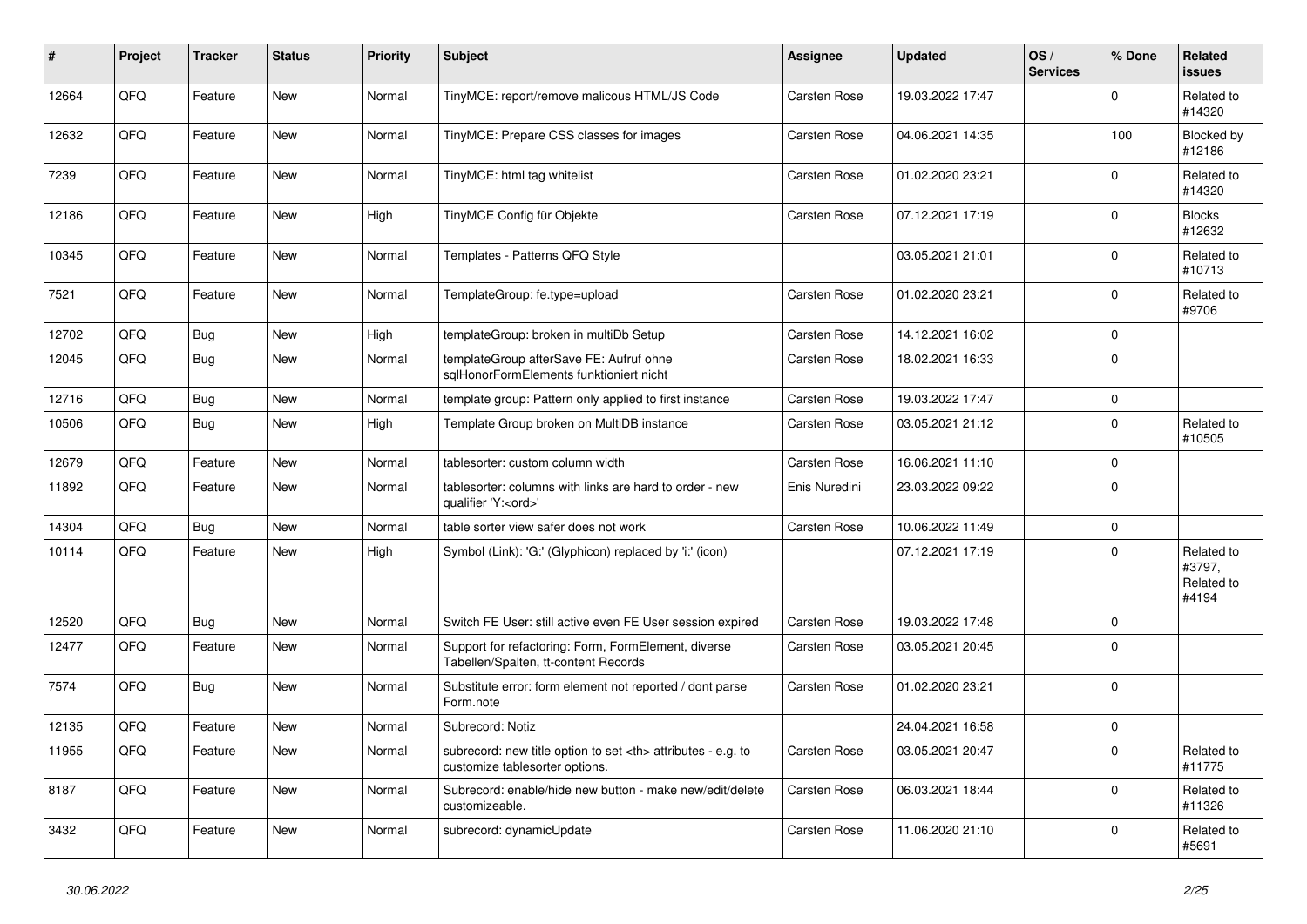| # | Project | Tracker | Status | Priority | Subject | Assignee | Updated | OS / Services | % Done | Related issues |
|---|---|---|---|---|---|---|---|---|---|---|
| 12664 | QFQ | Feature | New | Normal | TinyMCE: report/remove malicous HTML/JS Code | Carsten Rose | 19.03.2022 17:47 | | 0 | Related to #14320 |
| 12632 | QFQ | Feature | New | Normal | TinyMCE: Prepare CSS classes for images | Carsten Rose | 04.06.2021 14:35 | | 100 | Blocked by #12186 |
| 7239 | QFQ | Feature | New | Normal | TinyMCE: html tag whitelist | Carsten Rose | 01.02.2020 23:21 | | 0 | Related to #14320 |
| 12186 | QFQ | Feature | New | High | TinyMCE Config für Objekte | Carsten Rose | 07.12.2021 17:19 | | 0 | Blocks #12632 |
| 10345 | QFQ | Feature | New | Normal | Templates - Patterns QFQ Style | | 03.05.2021 21:01 | | 0 | Related to #10713 |
| 7521 | QFQ | Feature | New | Normal | TemplateGroup: fe.type=upload | Carsten Rose | 01.02.2020 23:21 | | 0 | Related to #9706 |
| 12702 | QFQ | Bug | New | High | templateGroup: broken in multiDb Setup | Carsten Rose | 14.12.2021 16:02 | | 0 | |
| 12045 | QFQ | Bug | New | Normal | templateGroup afterSave FE: Aufruf ohne sqlHonorFormElements funktioniert nicht | Carsten Rose | 18.02.2021 16:33 | | 0 | |
| 12716 | QFQ | Bug | New | Normal | template group: Pattern only applied to first instance | Carsten Rose | 19.03.2022 17:47 | | 0 | |
| 10506 | QFQ | Bug | New | High | Template Group broken on MultiDB instance | Carsten Rose | 03.05.2021 21:12 | | 0 | Related to #10505 |
| 12679 | QFQ | Feature | New | Normal | tablesorter: custom column width | Carsten Rose | 16.06.2021 11:10 | | 0 | |
| 11892 | QFQ | Feature | New | Normal | tablesorter: columns with links are hard to order - new qualifier 'Y:<ord>' | Enis Nuredini | 23.03.2022 09:22 | | 0 | |
| 14304 | QFQ | Bug | New | Normal | table sorter view safer does not work | Carsten Rose | 10.06.2022 11:49 | | 0 | |
| 10114 | QFQ | Feature | New | High | Symbol (Link): 'G:' (Glyphicon) replaced by 'i:' (icon) | | 07.12.2021 17:19 | | 0 | Related to #3797, Related to #4194 |
| 12520 | QFQ | Bug | New | Normal | Switch FE User: still active even FE User session expired | Carsten Rose | 19.03.2022 17:48 | | 0 | |
| 12477 | QFQ | Feature | New | Normal | Support for refactoring: Form, FormElement, diverse Tabellen/Spalten, tt-content Records | Carsten Rose | 03.05.2021 20:45 | | 0 | |
| 7574 | QFQ | Bug | New | Normal | Substitute error: form element not reported / dont parse Form.note | Carsten Rose | 01.02.2020 23:21 | | 0 | |
| 12135 | QFQ | Feature | New | Normal | Subrecord: Notiz | | 24.04.2021 16:58 | | 0 | |
| 11955 | QFQ | Feature | New | Normal | subrecord: new title option to set <th> attributes - e.g. to customize tablesorter options. | Carsten Rose | 03.05.2021 20:47 | | 0 | Related to #11775 |
| 8187 | QFQ | Feature | New | Normal | Subrecord: enable/hide new button - make new/edit/delete customizeable. | Carsten Rose | 06.03.2021 18:44 | | 0 | Related to #11326 |
| 3432 | QFQ | Feature | New | Normal | subrecord: dynamicUpdate | Carsten Rose | 11.06.2020 21:10 | | 0 | Related to #5691 |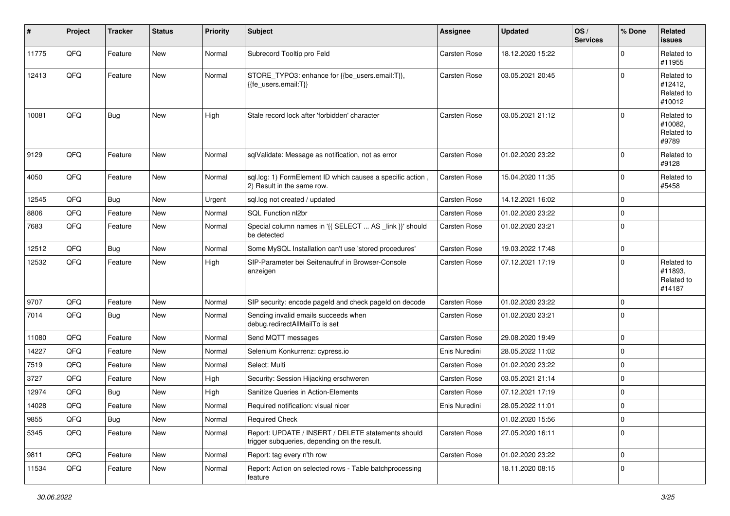| # | Project | Tracker | Status | Priority | Subject | Assignee | Updated | OS / Services | % Done | Related issues |
|---|---|---|---|---|---|---|---|---|---|---|
| 11775 | QFQ | Feature | New | Normal | Subrecord Tooltip pro Feld | Carsten Rose | 18.12.2020 15:22 | | 0 | Related to #11955 |
| 12413 | QFQ | Feature | New | Normal | STORE_TYPO3: enhance for {{be_users.email:T}}, {{fe_users.email:T}} | Carsten Rose | 03.05.2021 20:45 | | 0 | Related to #12412, Related to #10012 |
| 10081 | QFQ | Bug | New | High | Stale record lock after 'forbidden' character | Carsten Rose | 03.05.2021 21:12 | | 0 | Related to #10082, Related to #9789 |
| 9129 | QFQ | Feature | New | Normal | sqlValidate: Message as notification, not as error | Carsten Rose | 01.02.2020 23:22 | | 0 | Related to #9128 |
| 4050 | QFQ | Feature | New | Normal | sql.log: 1) FormElement ID which causes a specific action , 2) Result in the same row. | Carsten Rose | 15.04.2020 11:35 | | 0 | Related to #5458 |
| 12545 | QFQ | Bug | New | Urgent | sql.log not created / updated | Carsten Rose | 14.12.2021 16:02 | | 0 | |
| 8806 | QFQ | Feature | New | Normal | SQL Function nl2br | Carsten Rose | 01.02.2020 23:22 | | 0 | |
| 7683 | QFQ | Feature | New | Normal | Special column names in '{{ SELECT ... AS _link }}' should be detected | Carsten Rose | 01.02.2020 23:21 | | 0 | |
| 12512 | QFQ | Bug | New | Normal | Some MySQL Installation can't use 'stored procedures' | Carsten Rose | 19.03.2022 17:48 | | 0 | |
| 12532 | QFQ | Feature | New | High | SIP-Parameter bei Seitenaufruf in Browser-Console anzeigen | Carsten Rose | 07.12.2021 17:19 | | 0 | Related to #11893, Related to #14187 |
| 9707 | QFQ | Feature | New | Normal | SIP security: encode pageId and check pageId on decode | Carsten Rose | 01.02.2020 23:22 | | 0 | |
| 7014 | QFQ | Bug | New | Normal | Sending invalid emails succeeds when debug.redirectAllMailTo is set | Carsten Rose | 01.02.2020 23:21 | | 0 | |
| 11080 | QFQ | Feature | New | Normal | Send MQTT messages | Carsten Rose | 29.08.2020 19:49 | | 0 | |
| 14227 | QFQ | Feature | New | Normal | Selenium Konkurrenz: cypress.io | Enis Nuredini | 28.05.2022 11:02 | | 0 | |
| 7519 | QFQ | Feature | New | Normal | Select: Multi | Carsten Rose | 01.02.2020 23:22 | | 0 | |
| 3727 | QFQ | Feature | New | High | Security: Session Hijacking erschweren | Carsten Rose | 03.05.2021 21:14 | | 0 | |
| 12974 | QFQ | Bug | New | High | Sanitize Queries in Action-Elements | Carsten Rose | 07.12.2021 17:19 | | 0 | |
| 14028 | QFQ | Feature | New | Normal | Required notification: visual nicer | Enis Nuredini | 28.05.2022 11:01 | | 0 | |
| 9855 | QFQ | Bug | New | Normal | Required Check | | 01.02.2020 15:56 | | 0 | |
| 5345 | QFQ | Feature | New | Normal | Report: UPDATE / INSERT / DELETE statements should trigger subqueries, depending on the result. | Carsten Rose | 27.05.2020 16:11 | | 0 | |
| 9811 | QFQ | Feature | New | Normal | Report: tag every n'th row | Carsten Rose | 01.02.2020 23:22 | | 0 | |
| 11534 | QFQ | Feature | New | Normal | Report: Action on selected rows - Table batchprocessing feature | | 18.11.2020 08:15 | | 0 | |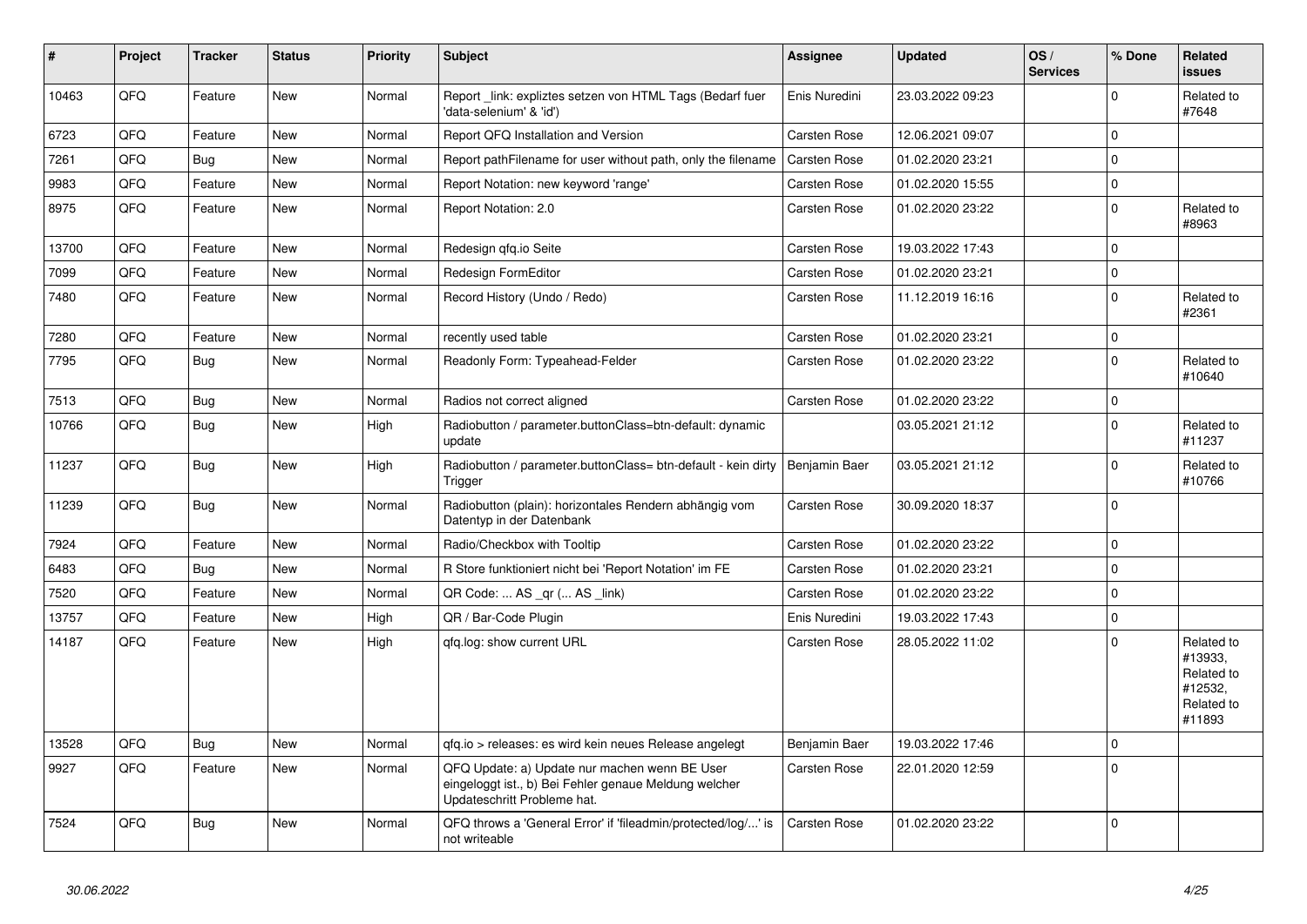| # | Project | Tracker | Status | Priority | Subject | Assignee | Updated | OS / Services | % Done | Related issues |
|---|---|---|---|---|---|---|---|---|---|---|
| 10463 | QFQ | Feature | New | Normal | Report _link: expliztes setzen von HTML Tags (Bedarf fuer 'data-selenium' & 'id') | Enis Nuredini | 23.03.2022 09:23 | | 0 | Related to #7648 |
| 6723 | QFQ | Feature | New | Normal | Report QFQ Installation and Version | Carsten Rose | 12.06.2021 09:07 | | 0 | |
| 7261 | QFQ | Bug | New | Normal | Report pathFilename for user without path, only the filename | Carsten Rose | 01.02.2020 23:21 | | 0 | |
| 9983 | QFQ | Feature | New | Normal | Report Notation: new keyword 'range' | Carsten Rose | 01.02.2020 15:55 | | 0 | |
| 8975 | QFQ | Feature | New | Normal | Report Notation: 2.0 | Carsten Rose | 01.02.2020 23:22 | | 0 | Related to #8963 |
| 13700 | QFQ | Feature | New | Normal | Redesign qfq.io Seite | Carsten Rose | 19.03.2022 17:43 | | 0 | |
| 7099 | QFQ | Feature | New | Normal | Redesign FormEditor | Carsten Rose | 01.02.2020 23:21 | | 0 | |
| 7480 | QFQ | Feature | New | Normal | Record History (Undo / Redo) | Carsten Rose | 11.12.2019 16:16 | | 0 | Related to #2361 |
| 7280 | QFQ | Feature | New | Normal | recently used table | Carsten Rose | 01.02.2020 23:21 | | 0 | |
| 7795 | QFQ | Bug | New | Normal | Readonly Form: Typeahead-Felder | Carsten Rose | 01.02.2020 23:22 | | 0 | Related to #10640 |
| 7513 | QFQ | Bug | New | Normal | Radios not correct aligned | Carsten Rose | 01.02.2020 23:22 | | 0 | |
| 10766 | QFQ | Bug | New | High | Radiobutton / parameter.buttonClass=btn-default: dynamic update | | 03.05.2021 21:12 | | 0 | Related to #11237 |
| 11237 | QFQ | Bug | New | High | Radiobutton / parameter.buttonClass= btn-default - kein dirty Trigger | Benjamin Baer | 03.05.2021 21:12 | | 0 | Related to #10766 |
| 11239 | QFQ | Bug | New | Normal | Radiobutton (plain): horizontales Rendern abhängig vom Datentyp in der Datenbank | Carsten Rose | 30.09.2020 18:37 | | 0 | |
| 7924 | QFQ | Feature | New | Normal | Radio/Checkbox with Tooltip | Carsten Rose | 01.02.2020 23:22 | | 0 | |
| 6483 | QFQ | Bug | New | Normal | R Store funktioniert nicht bei 'Report Notation' im FE | Carsten Rose | 01.02.2020 23:21 | | 0 | |
| 7520 | QFQ | Feature | New | Normal | QR Code: ... AS _qr ( ... AS _link) | Carsten Rose | 01.02.2020 23:22 | | 0 | |
| 13757 | QFQ | Feature | New | High | QR / Bar-Code Plugin | Enis Nuredini | 19.03.2022 17:43 | | 0 | |
| 14187 | QFQ | Feature | New | High | qfq.log: show current URL | Carsten Rose | 28.05.2022 11:02 | | 0 | Related to #13933, Related to #12532, Related to #11893 |
| 13528 | QFQ | Bug | New | Normal | qfq.io > releases: es wird kein neues Release angelegt | Benjamin Baer | 19.03.2022 17:46 | | 0 | |
| 9927 | QFQ | Feature | New | Normal | QFQ Update: a) Update nur machen wenn BE User eingeloggt ist., b) Bei Fehler genaue Meldung welcher Updateschritt Probleme hat. | Carsten Rose | 22.01.2020 12:59 | | 0 | |
| 7524 | QFQ | Bug | New | Normal | QFQ throws a 'General Error' if 'fileadmin/protected/log/...' is not writeable | Carsten Rose | 01.02.2020 23:22 | | 0 | |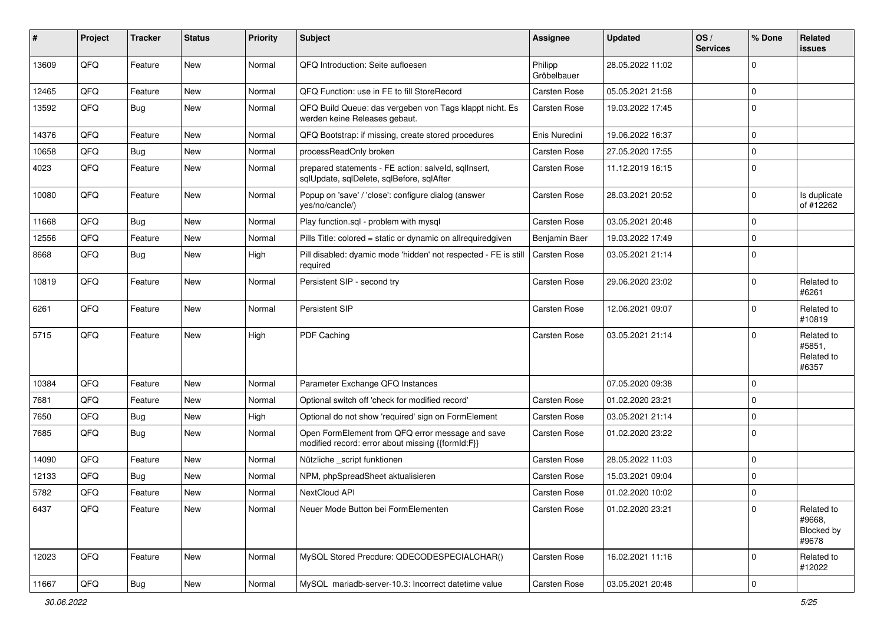| # | Project | Tracker | Status | Priority | Subject | Assignee | Updated | OS / Services | % Done | Related issues |
|---|---|---|---|---|---|---|---|---|---|---|
| 13609 | QFQ | Feature | New | Normal | QFQ Introduction: Seite aufloesen | Philipp Gröbelbauer | 28.05.2022 11:02 | | 0 | |
| 12465 | QFQ | Feature | New | Normal | QFQ Function: use in FE to fill StoreRecord | Carsten Rose | 05.05.2021 21:58 | | 0 | |
| 13592 | QFQ | Bug | New | Normal | QFQ Build Queue: das vergeben von Tags klappt nicht. Es werden keine Releases gebaut. | Carsten Rose | 19.03.2022 17:45 | | 0 | |
| 14376 | QFQ | Feature | New | Normal | QFQ Bootstrap: if missing, create stored procedures | Enis Nuredini | 19.06.2022 16:37 | | 0 | |
| 10658 | QFQ | Bug | New | Normal | processReadOnly broken | Carsten Rose | 27.05.2020 17:55 | | 0 | |
| 4023 | QFQ | Feature | New | Normal | prepared statements - FE action: salveld, sqlInsert, sqlUpdate, sqlDelete, sqlBefore, sqlAfter | Carsten Rose | 11.12.2019 16:15 | | 0 | |
| 10080 | QFQ | Feature | New | Normal | Popup on 'save' / 'close': configure dialog (answer yes/no/cancle/) | Carsten Rose | 28.03.2021 20:52 | | 0 | Is duplicate of #12262 |
| 11668 | QFQ | Bug | New | Normal | Play function.sql - problem with mysql | Carsten Rose | 03.05.2021 20:48 | | 0 | |
| 12556 | QFQ | Feature | New | Normal | Pills Title: colored = static or dynamic on allrequiredgiven | Benjamin Baer | 19.03.2022 17:49 | | 0 | |
| 8668 | QFQ | Bug | New | High | Pill disabled: dyamic mode 'hidden' not respected - FE is still required | Carsten Rose | 03.05.2021 21:14 | | 0 | |
| 10819 | QFQ | Feature | New | Normal | Persistent SIP - second try | Carsten Rose | 29.06.2020 23:02 | | 0 | Related to #6261 |
| 6261 | QFQ | Feature | New | Normal | Persistent SIP | Carsten Rose | 12.06.2021 09:07 | | 0 | Related to #10819 |
| 5715 | QFQ | Feature | New | High | PDF Caching | Carsten Rose | 03.05.2021 21:14 | | 0 | Related to #5851, Related to #6357 |
| 10384 | QFQ | Feature | New | Normal | Parameter Exchange QFQ Instances | | 07.05.2020 09:38 | | 0 | |
| 7681 | QFQ | Feature | New | Normal | Optional switch off 'check for modified record' | Carsten Rose | 01.02.2020 23:21 | | 0 | |
| 7650 | QFQ | Bug | New | High | Optional do not show 'required' sign on FormElement | Carsten Rose | 03.05.2021 21:14 | | 0 | |
| 7685 | QFQ | Bug | New | Normal | Open FormElement from QFQ error message and save modified record: error about missing {{formId:F}} | Carsten Rose | 01.02.2020 23:22 | | 0 | |
| 14090 | QFQ | Feature | New | Normal | Nützliche _script funktionen | Carsten Rose | 28.05.2022 11:03 | | 0 | |
| 12133 | QFQ | Bug | New | Normal | NPM, phpSpreadSheet aktualisieren | Carsten Rose | 15.03.2021 09:04 | | 0 | |
| 5782 | QFQ | Feature | New | Normal | NextCloud API | Carsten Rose | 01.02.2020 10:02 | | 0 | |
| 6437 | QFQ | Feature | New | Normal | Neuer Mode Button bei FormElementen | Carsten Rose | 01.02.2020 23:21 | | 0 | Related to #9668, Blocked by #9678 |
| 12023 | QFQ | Feature | New | Normal | MySQL Stored Precdure: QDECODESPECIALCHAR() | Carsten Rose | 16.02.2021 11:16 | | 0 | Related to #12022 |
| 11667 | QFQ | Bug | New | Normal | MySQL mariadb-server-10.3: Incorrect datetime value | Carsten Rose | 03.05.2021 20:48 | | 0 | |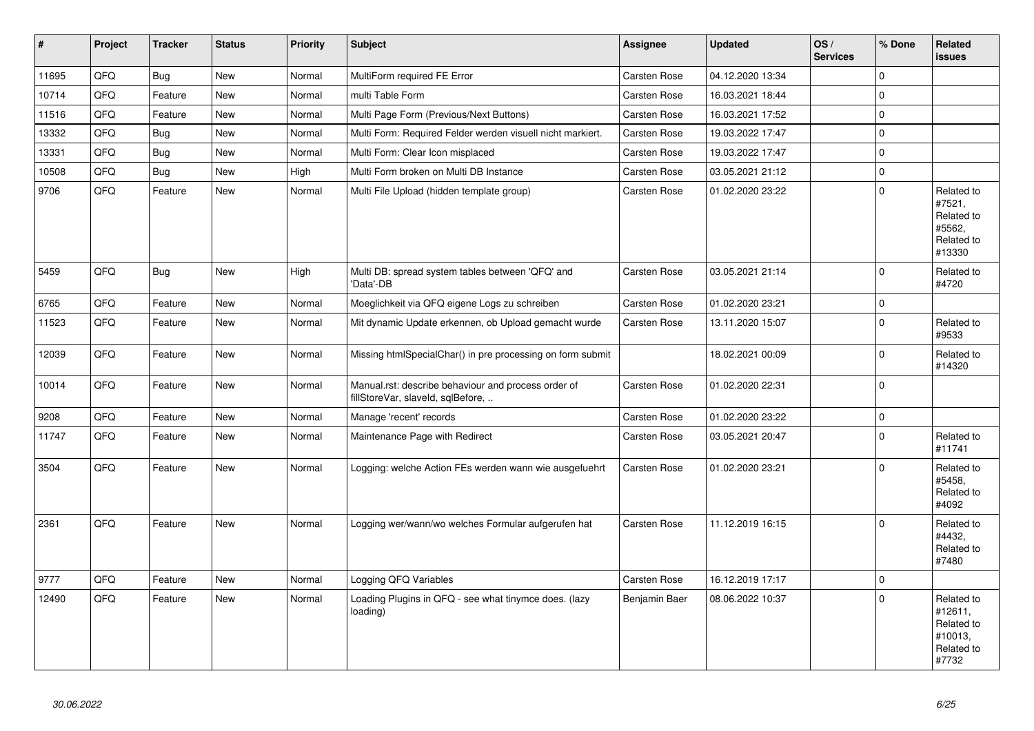| # | Project | Tracker | Status | Priority | Subject | Assignee | Updated | OS / Services | % Done | Related issues |
|---|---|---|---|---|---|---|---|---|---|---|
| 11695 | QFQ | Bug | New | Normal | MultiForm required FE Error | Carsten Rose | 04.12.2020 13:34 | | 0 | |
| 10714 | QFQ | Feature | New | Normal | multi Table Form | Carsten Rose | 16.03.2021 18:44 | | 0 | |
| 11516 | QFQ | Feature | New | Normal | Multi Page Form (Previous/Next Buttons) | Carsten Rose | 16.03.2021 17:52 | | 0 | |
| 13332 | QFQ | Bug | New | Normal | Multi Form: Required Felder werden visuell nicht markiert. | Carsten Rose | 19.03.2022 17:47 | | 0 | |
| 13331 | QFQ | Bug | New | Normal | Multi Form: Clear Icon misplaced | Carsten Rose | 19.03.2022 17:47 | | 0 | |
| 10508 | QFQ | Bug | New | High | Multi Form broken on Multi DB Instance | Carsten Rose | 03.05.2021 21:12 | | 0 | |
| 9706 | QFQ | Feature | New | Normal | Multi File Upload (hidden template group) | Carsten Rose | 01.02.2020 23:22 | | 0 | Related to #7521, Related to #5562, Related to #13330 |
| 5459 | QFQ | Bug | New | High | Multi DB: spread system tables between 'QFQ' and 'Data'-DB | Carsten Rose | 03.05.2021 21:14 | | 0 | Related to #4720 |
| 6765 | QFQ | Feature | New | Normal | Moeglichkeit via QFQ eigene Logs zu schreiben | Carsten Rose | 01.02.2020 23:21 | | 0 | |
| 11523 | QFQ | Feature | New | Normal | Mit dynamic Update erkennen, ob Upload gemacht wurde | Carsten Rose | 13.11.2020 15:07 | | 0 | Related to #9533 |
| 12039 | QFQ | Feature | New | Normal | Missing htmlSpecialChar() in pre processing on form submit | | 18.02.2021 00:09 | | 0 | Related to #14320 |
| 10014 | QFQ | Feature | New | Normal | Manual.rst: describe behaviour and process order of fillStoreVar, slaveId, sqlBefore, .. | Carsten Rose | 01.02.2020 22:31 | | 0 | |
| 9208 | QFQ | Feature | New | Normal | Manage 'recent' records | Carsten Rose | 01.02.2020 23:22 | | 0 | |
| 11747 | QFQ | Feature | New | Normal | Maintenance Page with Redirect | Carsten Rose | 03.05.2021 20:47 | | 0 | Related to #11741 |
| 3504 | QFQ | Feature | New | Normal | Logging: welche Action FEs werden wann wie ausgefuehrt | Carsten Rose | 01.02.2020 23:21 | | 0 | Related to #5458, Related to #4092 |
| 2361 | QFQ | Feature | New | Normal | Logging wer/wann/wo welches Formular aufgerufen hat | Carsten Rose | 11.12.2019 16:15 | | 0 | Related to #4432, Related to #7480 |
| 9777 | QFQ | Feature | New | Normal | Logging QFQ Variables | Carsten Rose | 16.12.2019 17:17 | | 0 | |
| 12490 | QFQ | Feature | New | Normal | Loading Plugins in QFQ - see what tinymce does. (lazy loading) | Benjamin Baer | 08.06.2022 10:37 | | 0 | Related to #12611, Related to #10013, Related to #7732 |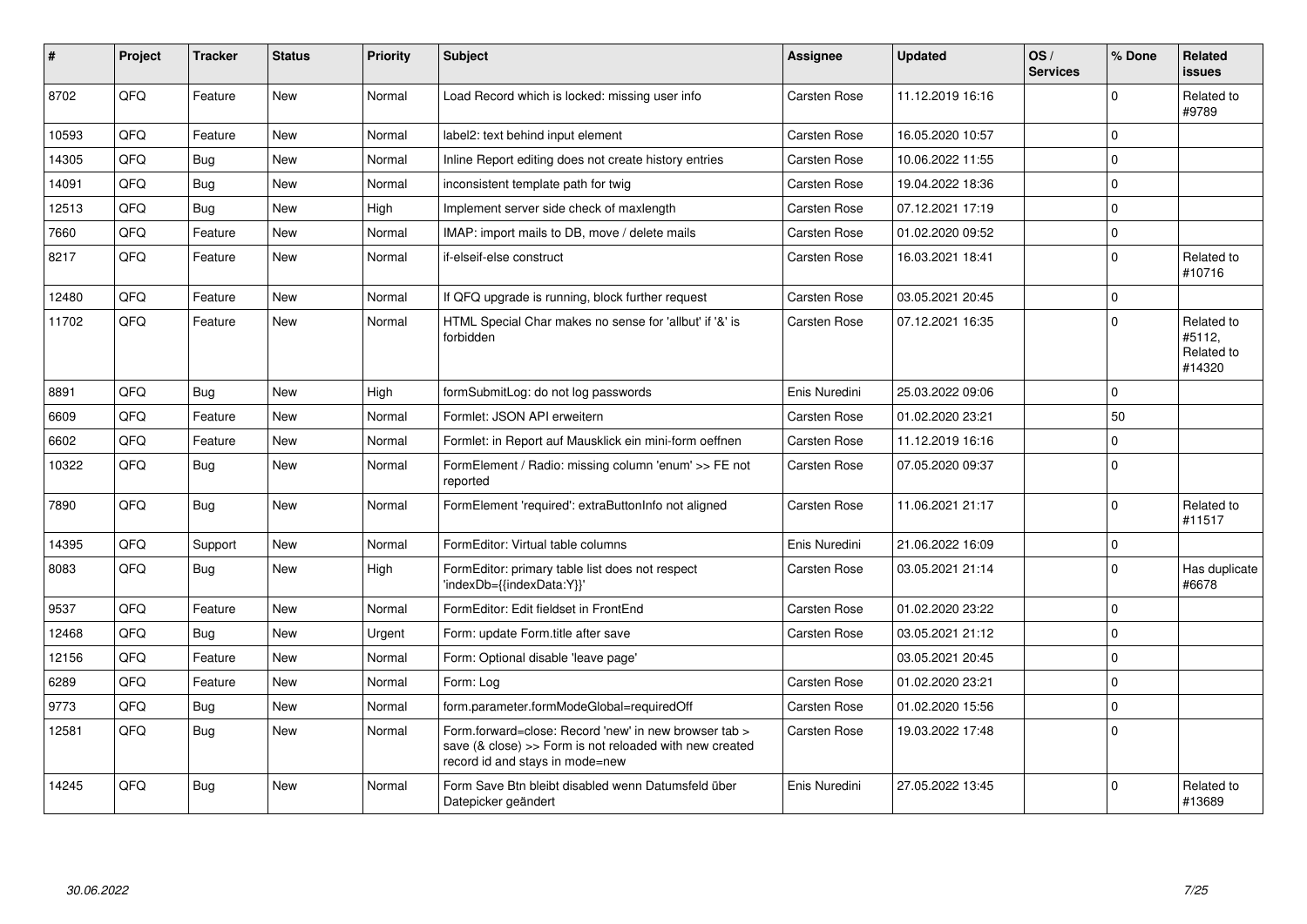| # | Project | Tracker | Status | Priority | Subject | Assignee | Updated | OS / Services | % Done | Related issues |
|---|---|---|---|---|---|---|---|---|---|---|
| 8702 | QFQ | Feature | New | Normal | Load Record which is locked: missing user info | Carsten Rose | 11.12.2019 16:16 | | 0 | Related to #9789 |
| 10593 | QFQ | Feature | New | Normal | label2: text behind input element | Carsten Rose | 16.05.2020 10:57 | | 0 | |
| 14305 | QFQ | Bug | New | Normal | Inline Report editing does not create history entries | Carsten Rose | 10.06.2022 11:55 | | 0 | |
| 14091 | QFQ | Bug | New | Normal | inconsistent template path for twig | Carsten Rose | 19.04.2022 18:36 | | 0 | |
| 12513 | QFQ | Bug | New | High | Implement server side check of maxlength | Carsten Rose | 07.12.2021 17:19 | | 0 | |
| 7660 | QFQ | Feature | New | Normal | IMAP: import mails to DB, move / delete mails | Carsten Rose | 01.02.2020 09:52 | | 0 | |
| 8217 | QFQ | Feature | New | Normal | if-elseif-else construct | Carsten Rose | 16.03.2021 18:41 | | 0 | Related to #10716 |
| 12480 | QFQ | Feature | New | Normal | If QFQ upgrade is running, block further request | Carsten Rose | 03.05.2021 20:45 | | 0 | |
| 11702 | QFQ | Feature | New | Normal | HTML Special Char makes no sense for 'allbut' if '&' is forbidden | Carsten Rose | 07.12.2021 16:35 | | 0 | Related to #5112, Related to #14320 |
| 8891 | QFQ | Bug | New | High | formSubmitLog: do not log passwords | Enis Nuredini | 25.03.2022 09:06 | | 0 | |
| 6609 | QFQ | Feature | New | Normal | Formlet: JSON API erweitern | Carsten Rose | 01.02.2020 23:21 | | 50 | |
| 6602 | QFQ | Feature | New | Normal | Formlet: in Report auf Mausklick ein mini-form oeffnen | Carsten Rose | 11.12.2019 16:16 | | 0 | |
| 10322 | QFQ | Bug | New | Normal | FormElement / Radio: missing column 'enum' >> FE not reported | Carsten Rose | 07.05.2020 09:37 | | 0 | |
| 7890 | QFQ | Bug | New | Normal | FormElement 'required': extraButtonInfo not aligned | Carsten Rose | 11.06.2021 21:17 | | 0 | Related to #11517 |
| 14395 | QFQ | Support | New | Normal | FormEditor: Virtual table columns | Enis Nuredini | 21.06.2022 16:09 | | 0 | |
| 8083 | QFQ | Bug | New | High | FormEditor: primary table list does not respect 'indexDb={{indexData:Y}}' | Carsten Rose | 03.05.2021 21:14 | | 0 | Has duplicate #6678 |
| 9537 | QFQ | Feature | New | Normal | FormEditor: Edit fieldset in FrontEnd | Carsten Rose | 01.02.2020 23:22 | | 0 | |
| 12468 | QFQ | Bug | New | Urgent | Form: update Form.title after save | Carsten Rose | 03.05.2021 21:12 | | 0 | |
| 12156 | QFQ | Feature | New | Normal | Form: Optional disable 'leave page' | | 03.05.2021 20:45 | | 0 | |
| 6289 | QFQ | Feature | New | Normal | Form: Log | Carsten Rose | 01.02.2020 23:21 | | 0 | |
| 9773 | QFQ | Bug | New | Normal | form.parameter.formModeGlobal=requiredOff | Carsten Rose | 01.02.2020 15:56 | | 0 | |
| 12581 | QFQ | Bug | New | Normal | Form.forward=close: Record 'new' in new browser tab > save (& close) >> Form is not reloaded with new created record id and stays in mode=new | Carsten Rose | 19.03.2022 17:48 | | 0 | |
| 14245 | QFQ | Bug | New | Normal | Form Save Btn bleibt disabled wenn Datumsfeld über Datepicker geändert | Enis Nuredini | 27.05.2022 13:45 | | 0 | Related to #13689 |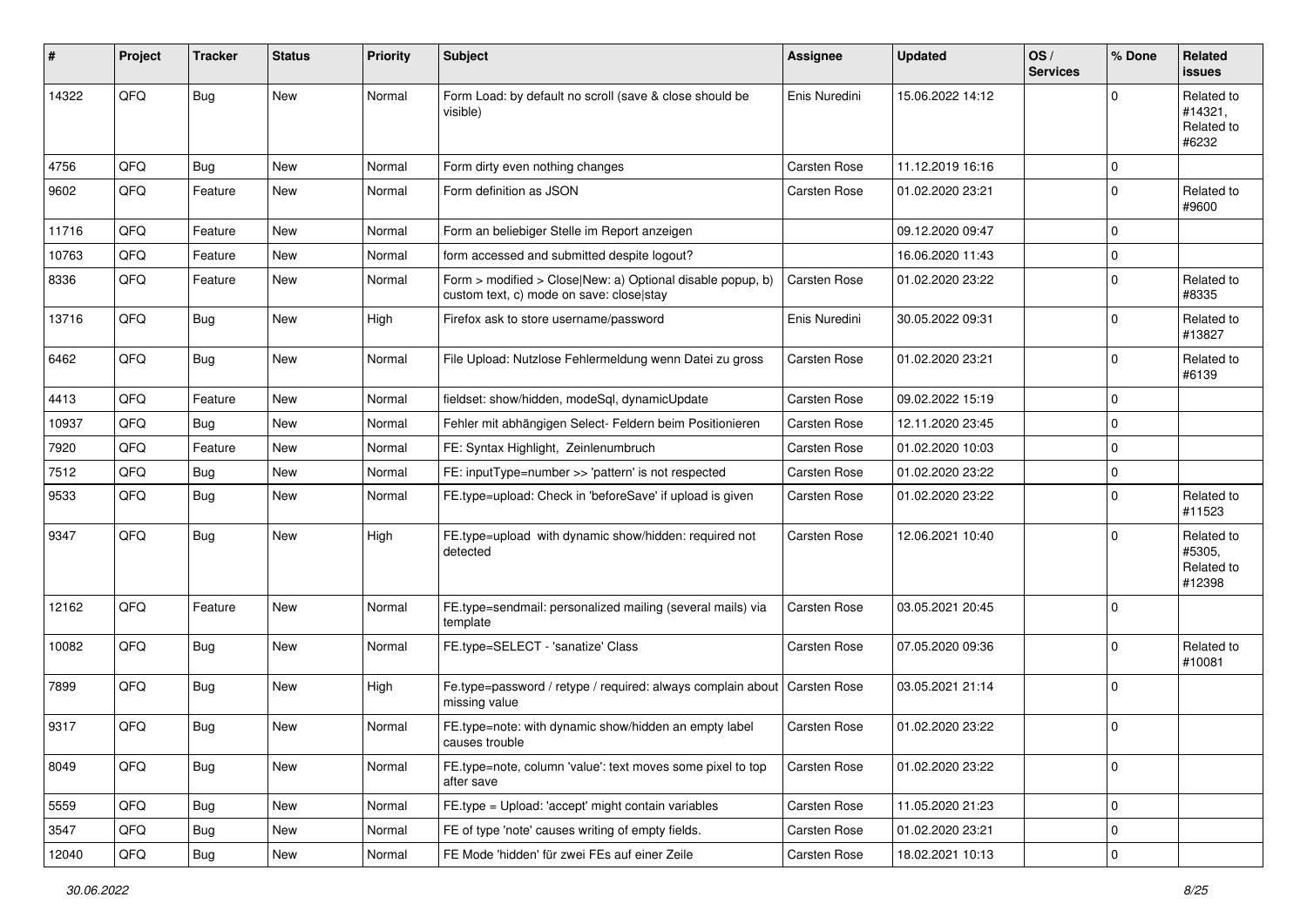| # | Project | Tracker | Status | Priority | Subject | Assignee | Updated | OS / Services | % Done | Related issues |
|---|---|---|---|---|---|---|---|---|---|---|
| 14322 | QFQ | Bug | New | Normal | Form Load: by default no scroll (save & close should be visible) | Enis Nuredini | 15.06.2022 14:12 | | 0 | Related to #14321, Related to #6232 |
| 4756 | QFQ | Bug | New | Normal | Form dirty even nothing changes | Carsten Rose | 11.12.2019 16:16 | | 0 | |
| 9602 | QFQ | Feature | New | Normal | Form definition as JSON | Carsten Rose | 01.02.2020 23:21 | | 0 | Related to #9600 |
| 11716 | QFQ | Feature | New | Normal | Form an beliebiger Stelle im Report anzeigen | | 09.12.2020 09:47 | | 0 | |
| 10763 | QFQ | Feature | New | Normal | form accessed and submitted despite logout? | | 16.06.2020 11:43 | | 0 | |
| 8336 | QFQ | Feature | New | Normal | Form > modified > Close\|New: a) Optional disable popup, b) custom text, c) mode on save: close\|stay | Carsten Rose | 01.02.2020 23:22 | | 0 | Related to #8335 |
| 13716 | QFQ | Bug | New | High | Firefox ask to store username/password | Enis Nuredini | 30.05.2022 09:31 | | 0 | Related to #13827 |
| 6462 | QFQ | Bug | New | Normal | File Upload: Nutzlose Fehlermeldung wenn Datei zu gross | Carsten Rose | 01.02.2020 23:21 | | 0 | Related to #6139 |
| 4413 | QFQ | Feature | New | Normal | fieldset: show/hidden, modeSql, dynamicUpdate | Carsten Rose | 09.02.2022 15:19 | | 0 | |
| 10937 | QFQ | Bug | New | Normal | Fehler mit abhängigen Select- Feldern beim Positionieren | Carsten Rose | 12.11.2020 23:45 | | 0 | |
| 7920 | QFQ | Feature | New | Normal | FE: Syntax Highlight, Zeinlenumbruch | Carsten Rose | 01.02.2020 10:03 | | 0 | |
| 7512 | QFQ | Bug | New | Normal | FE: inputType=number >> 'pattern' is not respected | Carsten Rose | 01.02.2020 23:22 | | 0 | |
| 9533 | QFQ | Bug | New | Normal | FE.type=upload: Check in 'beforeSave' if upload is given | Carsten Rose | 01.02.2020 23:22 | | 0 | Related to #11523 |
| 9347 | QFQ | Bug | New | High | FE.type=upload with dynamic show/hidden: required not detected | Carsten Rose | 12.06.2021 10:40 | | 0 | Related to #5305, Related to #12398 |
| 12162 | QFQ | Feature | New | Normal | FE.type=sendmail: personalized mailing (several mails) via template | Carsten Rose | 03.05.2021 20:45 | | 0 | |
| 10082 | QFQ | Bug | New | Normal | FE.type=SELECT - 'sanatize' Class | Carsten Rose | 07.05.2020 09:36 | | 0 | Related to #10081 |
| 7899 | QFQ | Bug | New | High | Fe.type=password / retype / required: always complain about missing value | Carsten Rose | 03.05.2021 21:14 | | 0 | |
| 9317 | QFQ | Bug | New | Normal | FE.type=note: with dynamic show/hidden an empty label causes trouble | Carsten Rose | 01.02.2020 23:22 | | 0 | |
| 8049 | QFQ | Bug | New | Normal | FE.type=note, column 'value': text moves some pixel to top after save | Carsten Rose | 01.02.2020 23:22 | | 0 | |
| 5559 | QFQ | Bug | New | Normal | FE.type = Upload: 'accept' might contain variables | Carsten Rose | 11.05.2020 21:23 | | 0 | |
| 3547 | QFQ | Bug | New | Normal | FE of type 'note' causes writing of empty fields. | Carsten Rose | 01.02.2020 23:21 | | 0 | |
| 12040 | QFQ | Bug | New | Normal | FE Mode 'hidden' für zwei FEs auf einer Zeile | Carsten Rose | 18.02.2021 10:13 | | 0 | |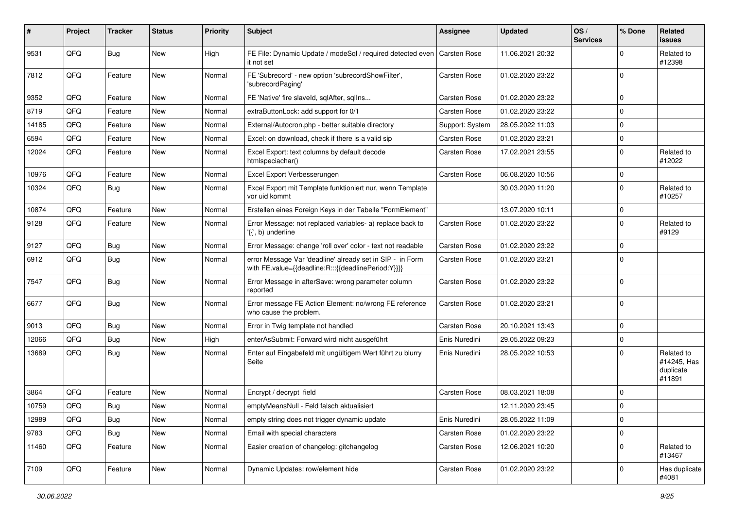| # | Project | Tracker | Status | Priority | Subject | Assignee | Updated | OS / Services | % Done | Related issues |
|---|---|---|---|---|---|---|---|---|---|---|
| 9531 | QFQ | Bug | New | High | FE File: Dynamic Update / modeSql / required detected even it not set | Carsten Rose | 11.06.2021 20:32 | | 0 | Related to #12398 |
| 7812 | QFQ | Feature | New | Normal | FE 'Subrecord' - new option 'subrecordShowFilter', 'subrecordPaging' | Carsten Rose | 01.02.2020 23:22 | | 0 | |
| 9352 | QFQ | Feature | New | Normal | FE 'Native' fire slaveId, sqlAfter, sqlIns... | Carsten Rose | 01.02.2020 23:22 | | 0 | |
| 8719 | QFQ | Feature | New | Normal | extraButtonLock: add support for 0/1 | Carsten Rose | 01.02.2020 23:22 | | 0 | |
| 14185 | QFQ | Feature | New | Normal | External/Autocron.php - better suitable directory | Support: System | 28.05.2022 11:03 | | 0 | |
| 6594 | QFQ | Feature | New | Normal | Excel: on download, check if there is a valid sip | Carsten Rose | 01.02.2020 23:21 | | 0 | |
| 12024 | QFQ | Feature | New | Normal | Excel Export: text columns by default decode htmlspeciachar() | Carsten Rose | 17.02.2021 23:55 | | 0 | Related to #12022 |
| 10976 | QFQ | Feature | New | Normal | Excel Export Verbesserungen | Carsten Rose | 06.08.2020 10:56 | | 0 | |
| 10324 | QFQ | Bug | New | Normal | Excel Export mit Template funktioniert nur, wenn Template vor uid kommt | | 30.03.2020 11:20 | | 0 | Related to #10257 |
| 10874 | QFQ | Feature | New | Normal | Erstellen eines Foreign Keys in der Tabelle "FormElement" | | 13.07.2020 10:11 | | 0 | |
| 9128 | QFQ | Feature | New | Normal | Error Message: not replaced variables- a) replace back to '{{', b) underline | Carsten Rose | 01.02.2020 23:22 | | 0 | Related to #9129 |
| 9127 | QFQ | Bug | New | Normal | Error Message: change 'roll over' color - text not readable | Carsten Rose | 01.02.2020 23:22 | | 0 | |
| 6912 | QFQ | Bug | New | Normal | error Message Var 'deadline' already set in SIP - in Form with FE.value={{deadline:R:::{{deadlinePeriod:Y}}}} | Carsten Rose | 01.02.2020 23:21 | | 0 | |
| 7547 | QFQ | Bug | New | Normal | Error Message in afterSave: wrong parameter column reported | Carsten Rose | 01.02.2020 23:22 | | 0 | |
| 6677 | QFQ | Bug | New | Normal | Error message FE Action Element: no/wrong FE reference who cause the problem. | Carsten Rose | 01.02.2020 23:21 | | 0 | |
| 9013 | QFQ | Bug | New | Normal | Error in Twig template not handled | Carsten Rose | 20.10.2021 13:43 | | 0 | |
| 12066 | QFQ | Bug | New | High | enterAsSubmit: Forward wird nicht ausgeführt | Enis Nuredini | 29.05.2022 09:23 | | 0 | |
| 13689 | QFQ | Bug | New | Normal | Enter auf Eingabefeld mit ungültigem Wert führt zu blurry Seite | Enis Nuredini | 28.05.2022 10:53 | | 0 | Related to #14245, Has duplicate #11891 |
| 3864 | QFQ | Feature | New | Normal | Encrypt / decrypt field | Carsten Rose | 08.03.2021 18:08 | | 0 | |
| 10759 | QFQ | Bug | New | Normal | emptyMeansNull - Feld falsch aktualisiert | | 12.11.2020 23:45 | | 0 | |
| 12989 | QFQ | Bug | New | Normal | empty string does not trigger dynamic update | Enis Nuredini | 28.05.2022 11:09 | | 0 | |
| 9783 | QFQ | Bug | New | Normal | Email with special characters | Carsten Rose | 01.02.2020 23:22 | | 0 | |
| 11460 | QFQ | Feature | New | Normal | Easier creation of changelog: gitchangelog | Carsten Rose | 12.06.2021 10:20 | | 0 | Related to #13467 |
| 7109 | QFQ | Feature | New | Normal | Dynamic Updates: row/element hide | Carsten Rose | 01.02.2020 23:22 | | 0 | Has duplicate #4081 |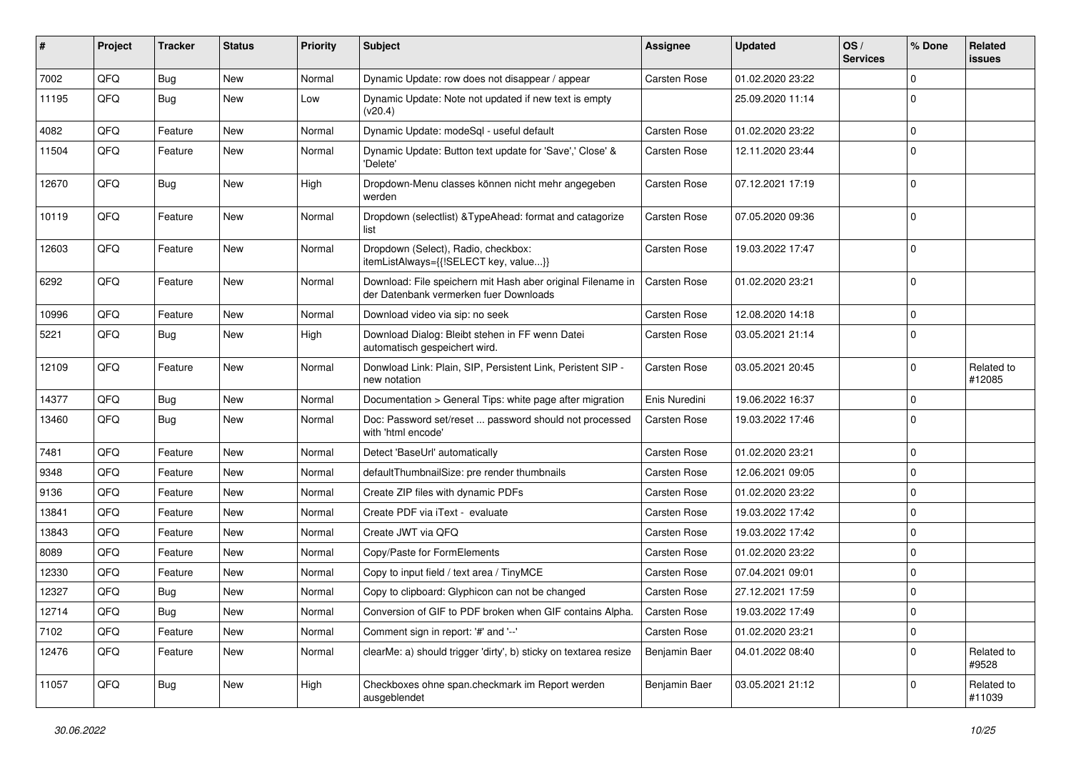| # | Project | Tracker | Status | Priority | Subject | Assignee | Updated | OS / Services | % Done | Related issues |
|---|---|---|---|---|---|---|---|---|---|---|
| 7002 | QFQ | Bug | New | Normal | Dynamic Update: row does not disappear / appear | Carsten Rose | 01.02.2020 23:22 | | 0 | |
| 11195 | QFQ | Bug | New | Low | Dynamic Update: Note not updated if new text is empty (v20.4) | | 25.09.2020 11:14 | | 0 | |
| 4082 | QFQ | Feature | New | Normal | Dynamic Update: modeSql - useful default | Carsten Rose | 01.02.2020 23:22 | | 0 | |
| 11504 | QFQ | Feature | New | Normal | Dynamic Update: Button text update for 'Save',' Close' & 'Delete' | Carsten Rose | 12.11.2020 23:44 | | 0 | |
| 12670 | QFQ | Bug | New | High | Dropdown-Menu classes können nicht mehr angegeben werden | Carsten Rose | 07.12.2021 17:19 | | 0 | |
| 10119 | QFQ | Feature | New | Normal | Dropdown (selectlist) &TypeAhead: format and catagorize list | Carsten Rose | 07.05.2020 09:36 | | 0 | |
| 12603 | QFQ | Feature | New | Normal | Dropdown (Select), Radio, checkbox: itemListAlways={{!SELECT key, value...}} | Carsten Rose | 19.03.2022 17:47 | | 0 | |
| 6292 | QFQ | Feature | New | Normal | Download: File speichern mit Hash aber original Filename in der Datenbank vermerken fuer Downloads | Carsten Rose | 01.02.2020 23:21 | | 0 | |
| 10996 | QFQ | Feature | New | Normal | Download video via sip: no seek | Carsten Rose | 12.08.2020 14:18 | | 0 | |
| 5221 | QFQ | Bug | New | High | Download Dialog: Bleibt stehen in FF wenn Datei automatisch gespeichert wird. | Carsten Rose | 03.05.2021 21:14 | | 0 | |
| 12109 | QFQ | Feature | New | Normal | Donwload Link: Plain, SIP, Persistent Link, Peristent SIP - new notation | Carsten Rose | 03.05.2021 20:45 | | 0 | Related to #12085 |
| 14377 | QFQ | Bug | New | Normal | Documentation > General Tips: white page after migration | Enis Nuredini | 19.06.2022 16:37 | | 0 | |
| 13460 | QFQ | Bug | New | Normal | Doc: Password set/reset ... password should not processed with 'html encode' | Carsten Rose | 19.03.2022 17:46 | | 0 | |
| 7481 | QFQ | Feature | New | Normal | Detect 'BaseUrl' automatically | Carsten Rose | 01.02.2020 23:21 | | 0 | |
| 9348 | QFQ | Feature | New | Normal | defaultThumbnailSize: pre render thumbnails | Carsten Rose | 12.06.2021 09:05 | | 0 | |
| 9136 | QFQ | Feature | New | Normal | Create ZIP files with dynamic PDFs | Carsten Rose | 01.02.2020 23:22 | | 0 | |
| 13841 | QFQ | Feature | New | Normal | Create PDF via iText - evaluate | Carsten Rose | 19.03.2022 17:42 | | 0 | |
| 13843 | QFQ | Feature | New | Normal | Create JWT via QFQ | Carsten Rose | 19.03.2022 17:42 | | 0 | |
| 8089 | QFQ | Feature | New | Normal | Copy/Paste for FormElements | Carsten Rose | 01.02.2020 23:22 | | 0 | |
| 12330 | QFQ | Feature | New | Normal | Copy to input field / text area / TinyMCE | Carsten Rose | 07.04.2021 09:01 | | 0 | |
| 12327 | QFQ | Bug | New | Normal | Copy to clipboard: Glyphicon can not be changed | Carsten Rose | 27.12.2021 17:59 | | 0 | |
| 12714 | QFQ | Bug | New | Normal | Conversion of GIF to PDF broken when GIF contains Alpha. | Carsten Rose | 19.03.2022 17:49 | | 0 | |
| 7102 | QFQ | Feature | New | Normal | Comment sign in report: '#' and '--' | Carsten Rose | 01.02.2020 23:21 | | 0 | |
| 12476 | QFQ | Feature | New | Normal | clearMe: a) should trigger 'dirty', b) sticky on textarea resize | Benjamin Baer | 04.01.2022 08:40 | | 0 | Related to #9528 |
| 11057 | QFQ | Bug | New | High | Checkboxes ohne span.checkmark im Report werden ausgeblendet | Benjamin Baer | 03.05.2021 21:12 | | 0 | Related to #11039 |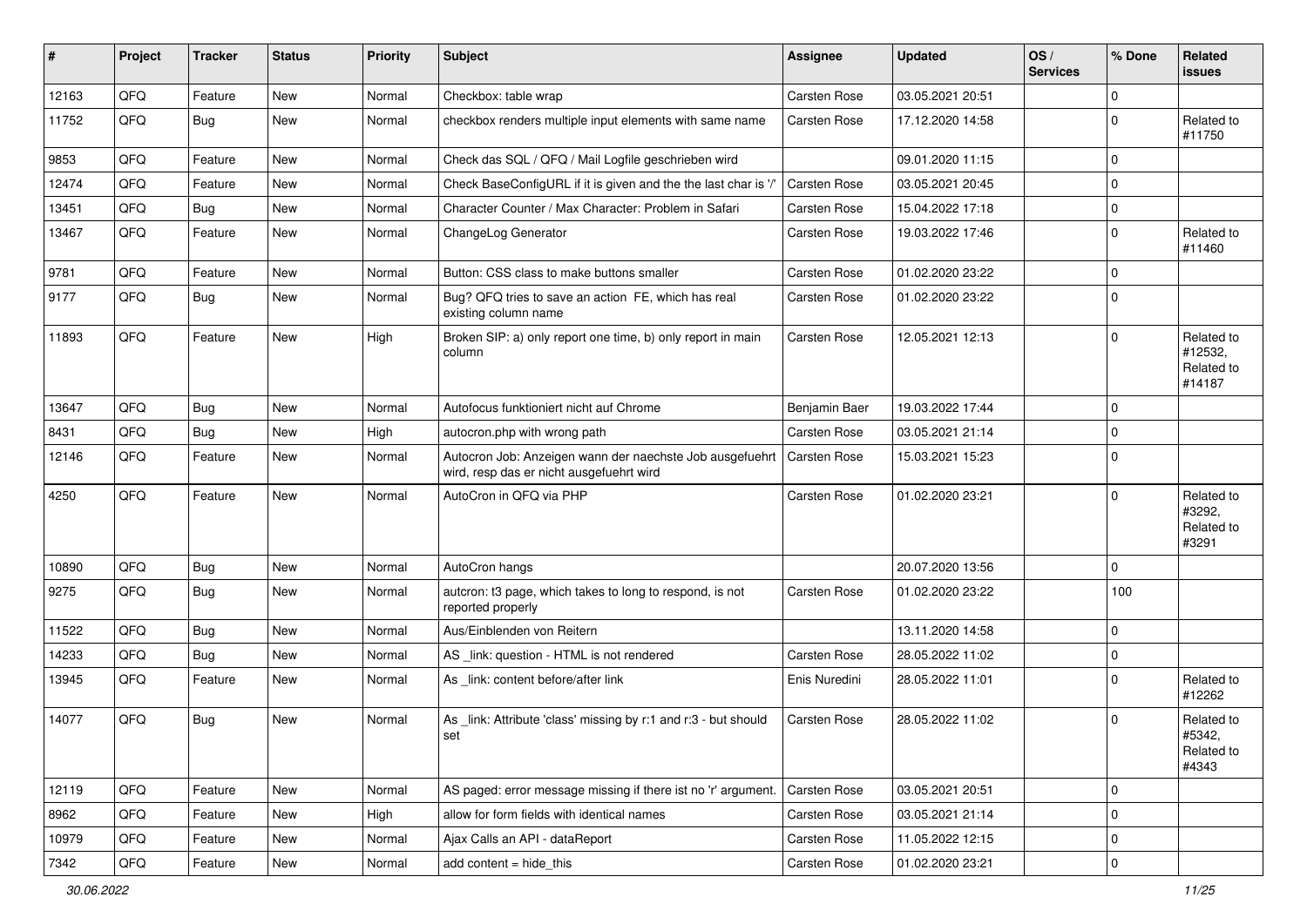| # | Project | Tracker | Status | Priority | Subject | Assignee | Updated | OS / Services | % Done | Related issues |
|---|---|---|---|---|---|---|---|---|---|---|
| 12163 | QFQ | Feature | New | Normal | Checkbox: table wrap | Carsten Rose | 03.05.2021 20:51 | | 0 | |
| 11752 | QFQ | Bug | New | Normal | checkbox renders multiple input elements with same name | Carsten Rose | 17.12.2020 14:58 | | 0 | Related to #11750 |
| 9853 | QFQ | Feature | New | Normal | Check das SQL / QFQ / Mail Logfile geschrieben wird | | 09.01.2020 11:15 | | 0 | |
| 12474 | QFQ | Feature | New | Normal | Check BaseConfigURL if it is given and the the last char is '/' | Carsten Rose | 03.05.2021 20:45 | | 0 | |
| 13451 | QFQ | Bug | New | Normal | Character Counter / Max Character: Problem in Safari | Carsten Rose | 15.04.2022 17:18 | | 0 | |
| 13467 | QFQ | Feature | New | Normal | ChangeLog Generator | Carsten Rose | 19.03.2022 17:46 | | 0 | Related to #11460 |
| 9781 | QFQ | Feature | New | Normal | Button: CSS class to make buttons smaller | Carsten Rose | 01.02.2020 23:22 | | 0 | |
| 9177 | QFQ | Bug | New | Normal | Bug? QFQ tries to save an action FE, which has real existing column name | Carsten Rose | 01.02.2020 23:22 | | 0 | |
| 11893 | QFQ | Feature | New | High | Broken SIP: a) only report one time, b) only report in main column | Carsten Rose | 12.05.2021 12:13 | | 0 | Related to #12532, Related to #14187 |
| 13647 | QFQ | Bug | New | Normal | Autofocus funktioniert nicht auf Chrome | Benjamin Baer | 19.03.2022 17:44 | | 0 | |
| 8431 | QFQ | Bug | New | High | autocron.php with wrong path | Carsten Rose | 03.05.2021 21:14 | | 0 | |
| 12146 | QFQ | Feature | New | Normal | Autocron Job: Anzeigen wann der naechste Job ausgefuehrt wird, resp das er nicht ausgefuehrt wird | Carsten Rose | 15.03.2021 15:23 | | 0 | |
| 4250 | QFQ | Feature | New | Normal | AutoCron in QFQ via PHP | Carsten Rose | 01.02.2020 23:21 | | 0 | Related to #3292, Related to #3291 |
| 10890 | QFQ | Bug | New | Normal | AutoCron hangs | | 20.07.2020 13:56 | | 0 | |
| 9275 | QFQ | Bug | New | Normal | autcron: t3 page, which takes to long to respond, is not reported properly | Carsten Rose | 01.02.2020 23:22 | | 100 | |
| 11522 | QFQ | Bug | New | Normal | Aus/Einblenden von Reitern | | 13.11.2020 14:58 | | 0 | |
| 14233 | QFQ | Bug | New | Normal | AS _link: question - HTML is not rendered | Carsten Rose | 28.05.2022 11:02 | | 0 | |
| 13945 | QFQ | Feature | New | Normal | As _link: content before/after link | Enis Nuredini | 28.05.2022 11:01 | | 0 | Related to #12262 |
| 14077 | QFQ | Bug | New | Normal | As _link: Attribute 'class' missing by r:1 and r:3 - but should set | Carsten Rose | 28.05.2022 11:02 | | 0 | Related to #5342, Related to #4343 |
| 12119 | QFQ | Feature | New | Normal | AS paged: error message missing if there ist no 'r' argument. | Carsten Rose | 03.05.2021 20:51 | | 0 | |
| 8962 | QFQ | Feature | New | High | allow for form fields with identical names | Carsten Rose | 03.05.2021 21:14 | | 0 | |
| 10979 | QFQ | Feature | New | Normal | Ajax Calls an API - dataReport | Carsten Rose | 11.05.2022 12:15 | | 0 | |
| 7342 | QFQ | Feature | New | Normal | add content = hide_this | Carsten Rose | 01.02.2020 23:21 | | 0 | |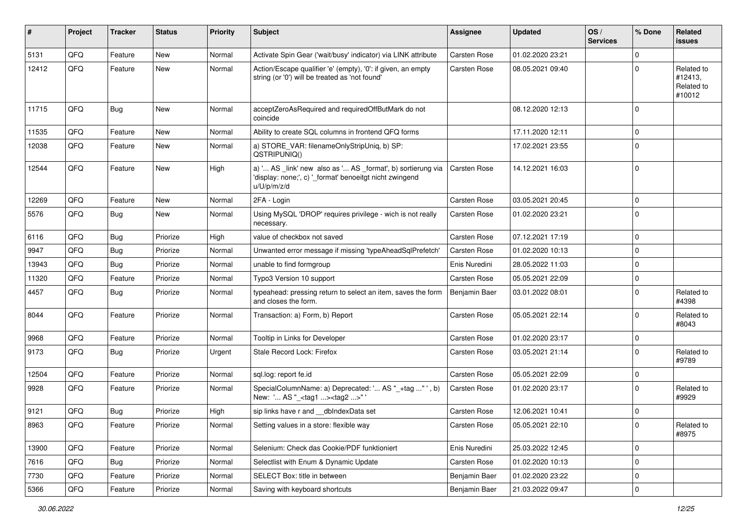| # | Project | Tracker | Status | Priority | Subject | Assignee | Updated | OS / Services | % Done | Related issues |
|---|---|---|---|---|---|---|---|---|---|---|
| 5131 | QFQ | Feature | New | Normal | Activate Spin Gear ('wait/busy' indicator) via LINK attribute | Carsten Rose | 01.02.2020 23:21 | | 0 | |
| 12412 | QFQ | Feature | New | Normal | Action/Escape qualifier 'e' (empty), '0': if given, an empty string (or '0') will be treated as 'not found' | Carsten Rose | 08.05.2021 09:40 | | 0 | Related to #12413, Related to #10012 |
| 11715 | QFQ | Bug | New | Normal | acceptZeroAsRequired and requiredOffButMark do not coincide | | 08.12.2020 12:13 | | 0 | |
| 11535 | QFQ | Feature | New | Normal | Ability to create SQL columns in frontend QFQ forms | | 17.11.2020 12:11 | | 0 | |
| 12038 | QFQ | Feature | New | Normal | a) STORE_VAR: filenameOnlyStripUniq, b) SP: QSTRIPUNIQ() | | 17.02.2021 23:55 | | 0 | |
| 12544 | QFQ | Feature | New | High | a) '... AS _link' new also as '... AS _format', b) sortierung via 'display: none;', c) '_format' benoeitgt nicht zwingend u/U/p/m/z/d | Carsten Rose | 14.12.2021 16:03 | | 0 | |
| 12269 | QFQ | Feature | New | Normal | 2FA - Login | Carsten Rose | 03.05.2021 20:45 | | 0 | |
| 5576 | QFQ | Bug | New | Normal | Using MySQL 'DROP' requires privilege - wich is not really necessary. | Carsten Rose | 01.02.2020 23:21 | | 0 | |
| 6116 | QFQ | Bug | Priorize | High | value of checkbox not saved | Carsten Rose | 07.12.2021 17:19 | | 0 | |
| 9947 | QFQ | Bug | Priorize | Normal | Unwanted error message if missing 'typeAheadSqlPrefetch' | Carsten Rose | 01.02.2020 10:13 | | 0 | |
| 13943 | QFQ | Bug | Priorize | Normal | unable to find formgroup | Enis Nuredini | 28.05.2022 11:03 | | 0 | |
| 11320 | QFQ | Feature | Priorize | Normal | Typo3 Version 10 support | Carsten Rose | 05.05.2021 22:09 | | 0 | |
| 4457 | QFQ | Bug | Priorize | Normal | typeahead: pressing return to select an item, saves the form and closes the form. | Benjamin Baer | 03.01.2022 08:01 | | 0 | Related to #4398 |
| 8044 | QFQ | Feature | Priorize | Normal | Transaction: a) Form, b) Report | Carsten Rose | 05.05.2021 22:14 | | 0 | Related to #8043 |
| 9968 | QFQ | Feature | Priorize | Normal | Tooltip in Links for Developer | Carsten Rose | 01.02.2020 23:17 | | 0 | |
| 9173 | QFQ | Bug | Priorize | Urgent | Stale Record Lock: Firefox | Carsten Rose | 03.05.2021 21:14 | | 0 | Related to #9789 |
| 12504 | QFQ | Feature | Priorize | Normal | sql.log: report fe.id | Carsten Rose | 05.05.2021 22:09 | | 0 | |
| 9928 | QFQ | Feature | Priorize | Normal | SpecialColumnName: a) Deprecated: '... AS "_+tag ..." ', b) New: '... AS "_<tag1 ...><tag2 ...>" ' | Carsten Rose | 01.02.2020 23:17 | | 0 | Related to #9929 |
| 9121 | QFQ | Bug | Priorize | High | sip links have r and __dbIndexData set | Carsten Rose | 12.06.2021 10:41 | | 0 | |
| 8963 | QFQ | Feature | Priorize | Normal | Setting values in a store: flexible way | Carsten Rose | 05.05.2021 22:10 | | 0 | Related to #8975 |
| 13900 | QFQ | Feature | Priorize | Normal | Selenium: Check das Cookie/PDF funktioniert | Enis Nuredini | 25.03.2022 12:45 | | 0 | |
| 7616 | QFQ | Bug | Priorize | Normal | Selectlist with Enum & Dynamic Update | Carsten Rose | 01.02.2020 10:13 | | 0 | |
| 7730 | QFQ | Feature | Priorize | Normal | SELECT Box: title in between | Benjamin Baer | 01.02.2020 23:22 | | 0 | |
| 5366 | QFQ | Feature | Priorize | Normal | Saving with keyboard shortcuts | Benjamin Baer | 21.03.2022 09:47 | | 0 | |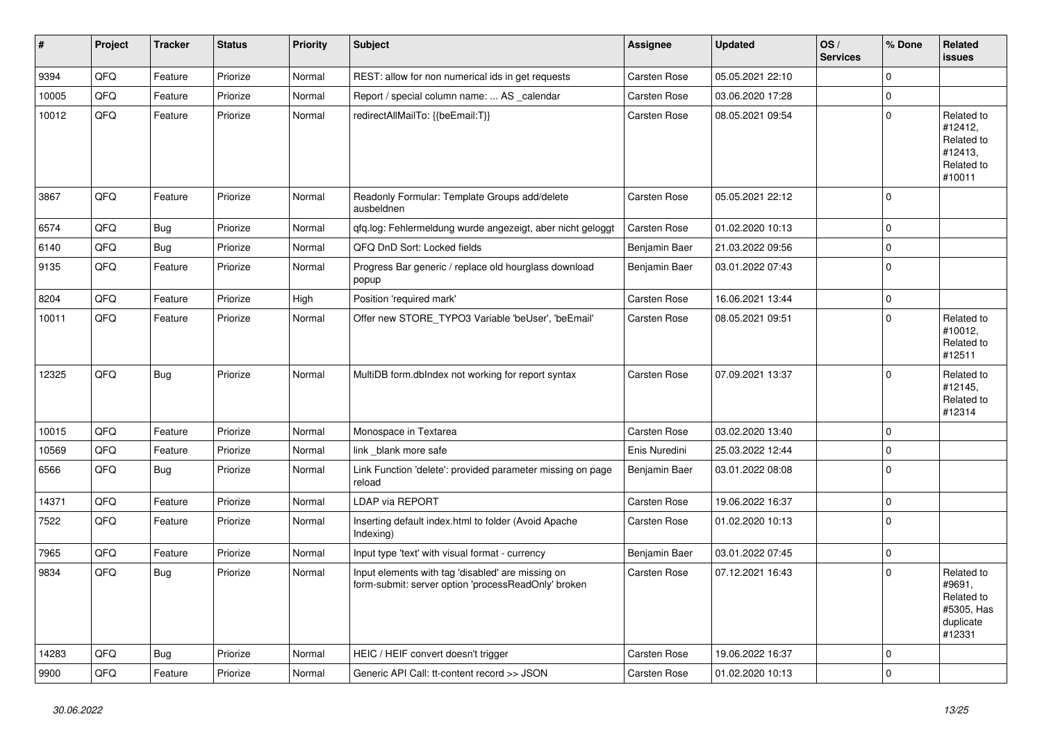| # | Project | Tracker | Status | Priority | Subject | Assignee | Updated | OS / Services | % Done | Related issues |
|---|---|---|---|---|---|---|---|---|---|---|
| 9394 | QFQ | Feature | Priorize | Normal | REST: allow for non numerical ids in get requests | Carsten Rose | 05.05.2021 22:10 | | 0 | |
| 10005 | QFQ | Feature | Priorize | Normal | Report / special column name: ... AS _calendar | Carsten Rose | 03.06.2020 17:28 | | 0 | |
| 10012 | QFQ | Feature | Priorize | Normal | redirectAllMailTo: {{beEmail:T}} | Carsten Rose | 08.05.2021 09:54 | | 0 | Related to #12412, Related to #12413, Related to #10011 |
| 3867 | QFQ | Feature | Priorize | Normal | Readonly Formular: Template Groups add/delete ausbeldnen | Carsten Rose | 05.05.2021 22:12 | | 0 | |
| 6574 | QFQ | Bug | Priorize | Normal | qfq.log: Fehlermeldung wurde angezeigt, aber nicht geloggt | Carsten Rose | 01.02.2020 10:13 | | 0 | |
| 6140 | QFQ | Bug | Priorize | Normal | QFQ DnD Sort: Locked fields | Benjamin Baer | 21.03.2022 09:56 | | 0 | |
| 9135 | QFQ | Feature | Priorize | Normal | Progress Bar generic / replace old hourglass download popup | Benjamin Baer | 03.01.2022 07:43 | | 0 | |
| 8204 | QFQ | Feature | Priorize | High | Position 'required mark' | Carsten Rose | 16.06.2021 13:44 | | 0 | |
| 10011 | QFQ | Feature | Priorize | Normal | Offer new STORE_TYPO3 Variable 'beUser', 'beEmail' | Carsten Rose | 08.05.2021 09:51 | | 0 | Related to #10012, Related to #12511 |
| 12325 | QFQ | Bug | Priorize | Normal | MultiDB form.dbIndex not working for report syntax | Carsten Rose | 07.09.2021 13:37 | | 0 | Related to #12145, Related to #12314 |
| 10015 | QFQ | Feature | Priorize | Normal | Monospace in Textarea | Carsten Rose | 03.02.2020 13:40 | | 0 | |
| 10569 | QFQ | Feature | Priorize | Normal | link _blank more safe | Enis Nuredini | 25.03.2022 12:44 | | 0 | |
| 6566 | QFQ | Bug | Priorize | Normal | Link Function 'delete': provided parameter missing on page reload | Benjamin Baer | 03.01.2022 08:08 | | 0 | |
| 14371 | QFQ | Feature | Priorize | Normal | LDAP via REPORT | Carsten Rose | 19.06.2022 16:37 | | 0 | |
| 7522 | QFQ | Feature | Priorize | Normal | Inserting default index.html to folder (Avoid Apache Indexing) | Carsten Rose | 01.02.2020 10:13 | | 0 | |
| 7965 | QFQ | Feature | Priorize | Normal | Input type 'text' with visual format - currency | Benjamin Baer | 03.01.2022 07:45 | | 0 | |
| 9834 | QFQ | Bug | Priorize | Normal | Input elements with tag 'disabled' are missing on form-submit: server option 'processReadOnly' broken | Carsten Rose | 07.12.2021 16:43 | | 0 | Related to #9691, Related to #5305, Has duplicate #12331 |
| 14283 | QFQ | Bug | Priorize | Normal | HEIC / HEIF convert doesn't trigger | Carsten Rose | 19.06.2022 16:37 | | 0 | |
| 9900 | QFQ | Feature | Priorize | Normal | Generic API Call: tt-content record >> JSON | Carsten Rose | 01.02.2020 10:13 | | 0 | |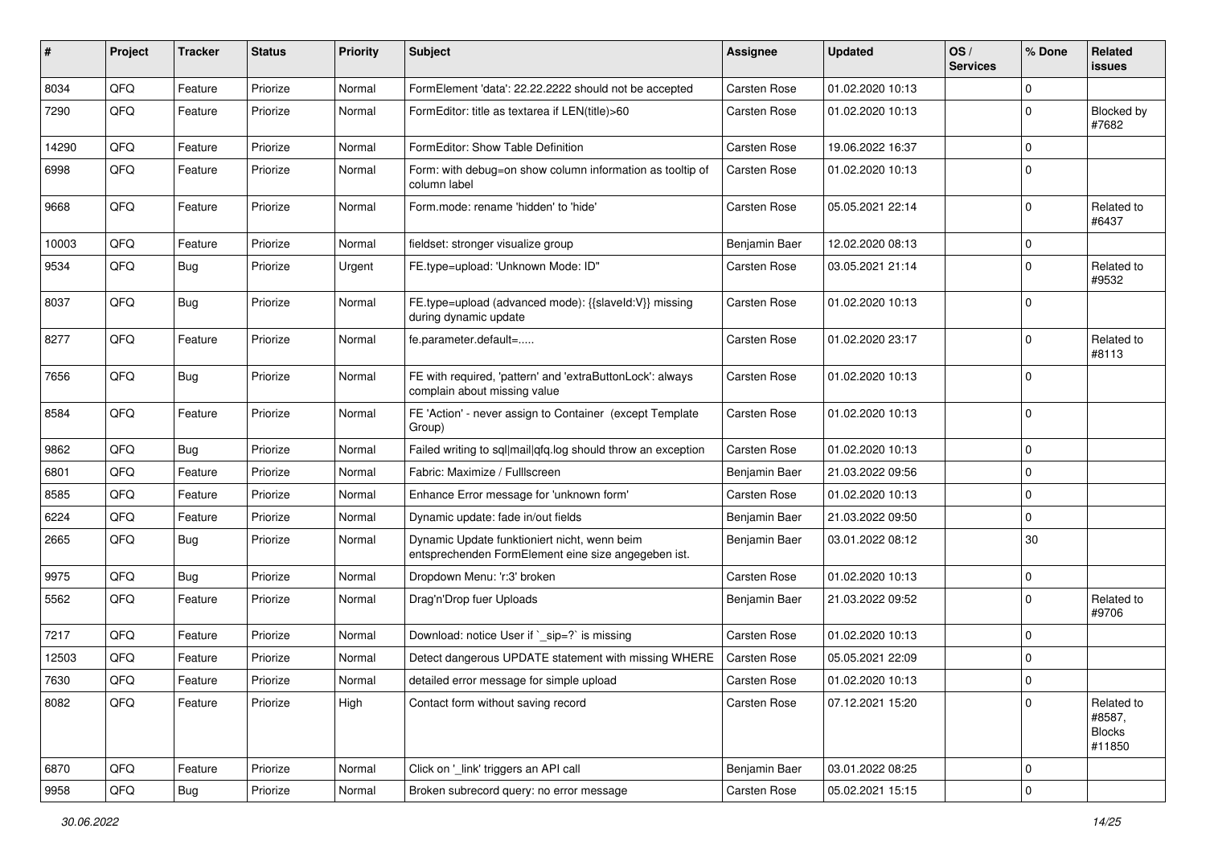| # | Project | Tracker | Status | Priority | Subject | Assignee | Updated | OS / Services | % Done | Related issues |
|---|---|---|---|---|---|---|---|---|---|---|
| 8034 | QFQ | Feature | Priorize | Normal | FormElement 'data': 22.22.2222 should not be accepted | Carsten Rose | 01.02.2020 10:13 | | 0 | |
| 7290 | QFQ | Feature | Priorize | Normal | FormEditor: title as textarea if LEN(title)>60 | Carsten Rose | 01.02.2020 10:13 | | 0 | Blocked by #7682 |
| 14290 | QFQ | Feature | Priorize | Normal | FormEditor: Show Table Definition | Carsten Rose | 19.06.2022 16:37 | | 0 | |
| 6998 | QFQ | Feature | Priorize | Normal | Form: with debug=on show column information as tooltip of column label | Carsten Rose | 01.02.2020 10:13 | | 0 | |
| 9668 | QFQ | Feature | Priorize | Normal | Form.mode: rename 'hidden' to 'hide' | Carsten Rose | 05.05.2021 22:14 | | 0 | Related to #6437 |
| 10003 | QFQ | Feature | Priorize | Normal | fieldset: stronger visualize group | Benjamin Baer | 12.02.2020 08:13 | | 0 | |
| 9534 | QFQ | Bug | Priorize | Urgent | FE.type=upload: 'Unknown Mode: ID" | Carsten Rose | 03.05.2021 21:14 | | 0 | Related to #9532 |
| 8037 | QFQ | Bug | Priorize | Normal | FE.type=upload (advanced mode): {{slaveId:V}} missing during dynamic update | Carsten Rose | 01.02.2020 10:13 | | 0 | |
| 8277 | QFQ | Feature | Priorize | Normal | fe.parameter.default=..... | Carsten Rose | 01.02.2020 23:17 | | 0 | Related to #8113 |
| 7656 | QFQ | Bug | Priorize | Normal | FE with required, 'pattern' and 'extraButtonLock': always complain about missing value | Carsten Rose | 01.02.2020 10:13 | | 0 | |
| 8584 | QFQ | Feature | Priorize | Normal | FE 'Action' - never assign to Container (except Template Group) | Carsten Rose | 01.02.2020 10:13 | | 0 | |
| 9862 | QFQ | Bug | Priorize | Normal | Failed writing to sql\|mail\|qfq.log should throw an exception | Carsten Rose | 01.02.2020 10:13 | | 0 | |
| 6801 | QFQ | Feature | Priorize | Normal | Fabric: Maximize / Fulllscreen | Benjamin Baer | 21.03.2022 09:56 | | 0 | |
| 8585 | QFQ | Feature | Priorize | Normal | Enhance Error message for 'unknown form' | Carsten Rose | 01.02.2020 10:13 | | 0 | |
| 6224 | QFQ | Feature | Priorize | Normal | Dynamic update: fade in/out fields | Benjamin Baer | 21.03.2022 09:50 | | 0 | |
| 2665 | QFQ | Bug | Priorize | Normal | Dynamic Update funktioniert nicht, wenn beim entsprechenden FormElement eine size angegeben ist. | Benjamin Baer | 03.01.2022 08:12 | | 30 | |
| 9975 | QFQ | Bug | Priorize | Normal | Dropdown Menu: 'r:3' broken | Carsten Rose | 01.02.2020 10:13 | | 0 | |
| 5562 | QFQ | Feature | Priorize | Normal | Drag'n'Drop fuer Uploads | Benjamin Baer | 21.03.2022 09:52 | | 0 | Related to #9706 |
| 7217 | QFQ | Feature | Priorize | Normal | Download: notice User if `_sip=?` is missing | Carsten Rose | 01.02.2020 10:13 | | 0 | |
| 12503 | QFQ | Feature | Priorize | Normal | Detect dangerous UPDATE statement with missing WHERE | Carsten Rose | 05.05.2021 22:09 | | 0 | |
| 7630 | QFQ | Feature | Priorize | Normal | detailed error message for simple upload | Carsten Rose | 01.02.2020 10:13 | | 0 | |
| 8082 | QFQ | Feature | Priorize | High | Contact form without saving record | Carsten Rose | 07.12.2021 15:20 | | 0 | Related to #8587, Blocks #11850 |
| 6870 | QFQ | Feature | Priorize | Normal | Click on '_link' triggers an API call | Benjamin Baer | 03.01.2022 08:25 | | 0 | |
| 9958 | QFQ | Bug | Priorize | Normal | Broken subrecord query: no error message | Carsten Rose | 05.02.2021 15:15 | | 0 | |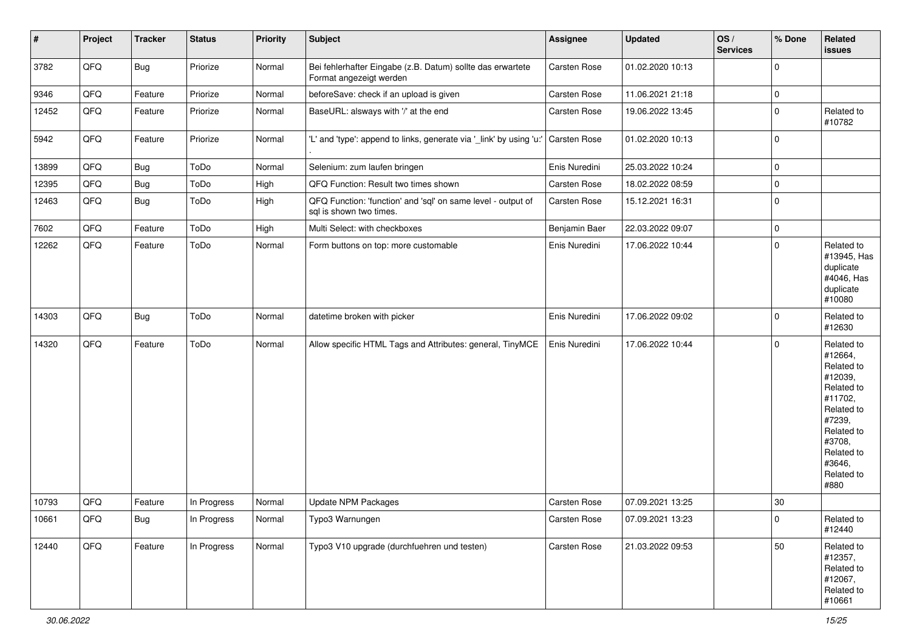| # | Project | Tracker | Status | Priority | Subject | Assignee | Updated | OS / Services | % Done | Related issues |
|---|---|---|---|---|---|---|---|---|---|---|
| 3782 | QFQ | Bug | Priorize | Normal | Bei fehlerhafter Eingabe (z.B. Datum) sollte das erwartete Format angezeigt werden | Carsten Rose | 01.02.2020 10:13 | | 0 | |
| 9346 | QFQ | Feature | Priorize | Normal | beforeSave: check if an upload is given | Carsten Rose | 11.06.2021 21:18 | | 0 | |
| 12452 | QFQ | Feature | Priorize | Normal | BaseURL: alsways with '/' at the end | Carsten Rose | 19.06.2022 13:45 | | 0 | Related to #10782 |
| 5942 | QFQ | Feature | Priorize | Normal | 'L' and 'type': append to links, generate via '_link' by using 'u:' . | Carsten Rose | 01.02.2020 10:13 | | 0 | |
| 13899 | QFQ | Bug | ToDo | Normal | Selenium: zum laufen bringen | Enis Nuredini | 25.03.2022 10:24 | | 0 | |
| 12395 | QFQ | Bug | ToDo | High | QFQ Function: Result two times shown | Carsten Rose | 18.02.2022 08:59 | | 0 | |
| 12463 | QFQ | Bug | ToDo | High | QFQ Function: 'function' and 'sql' on same level - output of sql is shown two times. | Carsten Rose | 15.12.2021 16:31 | | 0 | |
| 7602 | QFQ | Feature | ToDo | High | Multi Select: with checkboxes | Benjamin Baer | 22.03.2022 09:07 | | 0 | |
| 12262 | QFQ | Feature | ToDo | Normal | Form buttons on top: more customable | Enis Nuredini | 17.06.2022 10:44 | | 0 | Related to #13945, Has duplicate #4046, Has duplicate #10080 |
| 14303 | QFQ | Bug | ToDo | Normal | datetime broken with picker | Enis Nuredini | 17.06.2022 09:02 | | 0 | Related to #12630 |
| 14320 | QFQ | Feature | ToDo | Normal | Allow specific HTML Tags and Attributes: general, TinyMCE | Enis Nuredini | 17.06.2022 10:44 | | 0 | Related to #12664, Related to #12039, Related to #11702, Related to #7239, Related to #3708, Related to #3646, Related to #880 |
| 10793 | QFQ | Feature | In Progress | Normal | Update NPM Packages | Carsten Rose | 07.09.2021 13:25 | | 30 | |
| 10661 | QFQ | Bug | In Progress | Normal | Typo3 Warnungen | Carsten Rose | 07.09.2021 13:23 | | 0 | Related to #12440 |
| 12440 | QFQ | Feature | In Progress | Normal | Typo3 V10 upgrade (durchfuehren und testen) | Carsten Rose | 21.03.2022 09:53 | | 50 | Related to #12357, Related to #12067, Related to #10661 |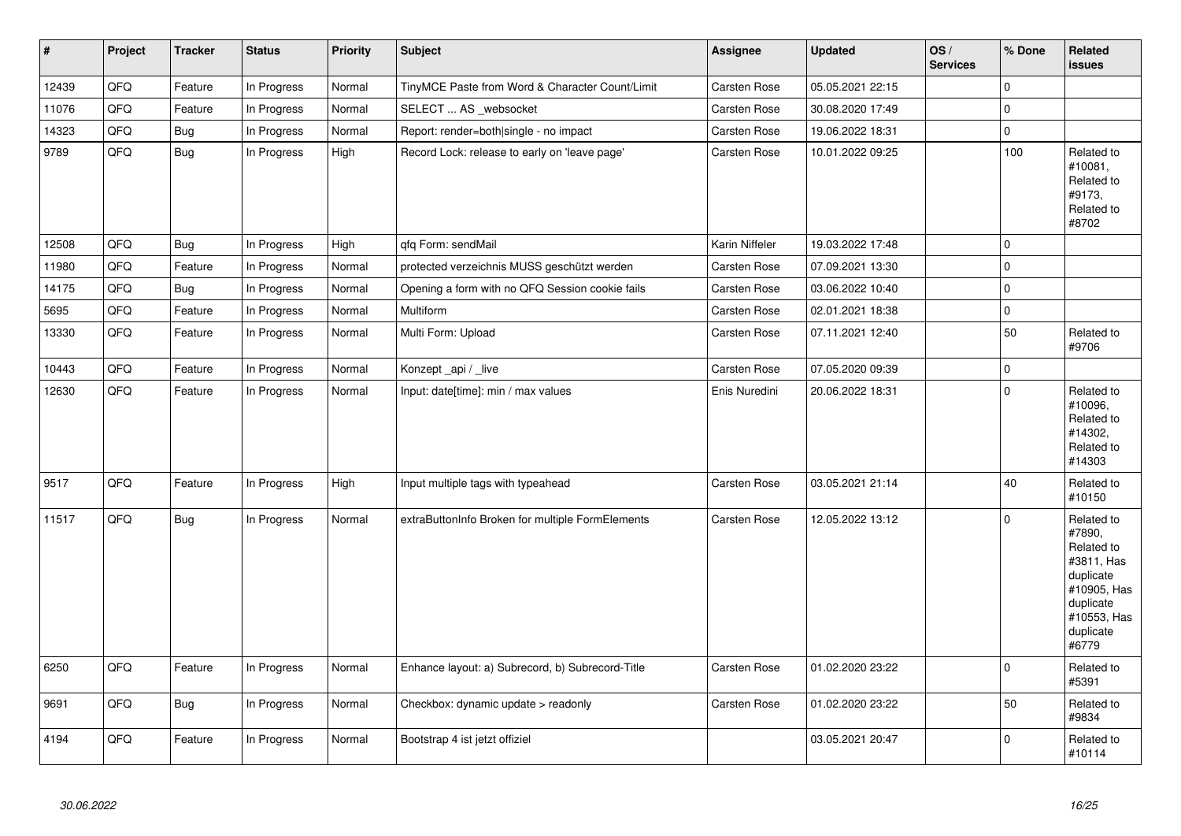| # | Project | Tracker | Status | Priority | Subject | Assignee | Updated | OS / Services | % Done | Related issues |
|---|---|---|---|---|---|---|---|---|---|---|
| 12439 | QFQ | Feature | In Progress | Normal | TinyMCE Paste from Word & Character Count/Limit | Carsten Rose | 05.05.2021 22:15 | | 0 | |
| 11076 | QFQ | Feature | In Progress | Normal | SELECT ... AS _websocket | Carsten Rose | 30.08.2020 17:49 | | 0 | |
| 14323 | QFQ | Bug | In Progress | Normal | Report: render=both\|single - no impact | Carsten Rose | 19.06.2022 18:31 | | 0 | |
| 9789 | QFQ | Bug | In Progress | High | Record Lock: release to early on 'leave page' | Carsten Rose | 10.01.2022 09:25 | | 100 | Related to #10081, Related to #9173, Related to #8702 |
| 12508 | QFQ | Bug | In Progress | High | qfq Form: sendMail | Karin Niffeler | 19.03.2022 17:48 | | 0 | |
| 11980 | QFQ | Feature | In Progress | Normal | protected verzeichnis MUSS geschützt werden | Carsten Rose | 07.09.2021 13:30 | | 0 | |
| 14175 | QFQ | Bug | In Progress | Normal | Opening a form with no QFQ Session cookie fails | Carsten Rose | 03.06.2022 10:40 | | 0 | |
| 5695 | QFQ | Feature | In Progress | Normal | Multiform | Carsten Rose | 02.01.2021 18:38 | | 0 | |
| 13330 | QFQ | Feature | In Progress | Normal | Multi Form: Upload | Carsten Rose | 07.11.2021 12:40 | | 50 | Related to #9706 |
| 10443 | QFQ | Feature | In Progress | Normal | Konzept _api / _live | Carsten Rose | 07.05.2020 09:39 | | 0 | |
| 12630 | QFQ | Feature | In Progress | Normal | Input: date[time]: min / max values | Enis Nuredini | 20.06.2022 18:31 | | 0 | Related to #10096, Related to #14302, Related to #14303 |
| 9517 | QFQ | Feature | In Progress | High | Input multiple tags with typeahead | Carsten Rose | 03.05.2021 21:14 | | 40 | Related to #10150 |
| 11517 | QFQ | Bug | In Progress | Normal | extraButtonInfo Broken for multiple FormElements | Carsten Rose | 12.05.2022 13:12 | | 0 | Related to #7890, Related to #3811, Has duplicate #10905, Has duplicate #10553, Has duplicate #6779 |
| 6250 | QFQ | Feature | In Progress | Normal | Enhance layout: a) Subrecord, b) Subrecord-Title | Carsten Rose | 01.02.2020 23:22 | | 0 | Related to #5391 |
| 9691 | QFQ | Bug | In Progress | Normal | Checkbox: dynamic update > readonly | Carsten Rose | 01.02.2020 23:22 | | 50 | Related to #9834 |
| 4194 | QFQ | Feature | In Progress | Normal | Bootstrap 4 ist jetzt offiziel | | 03.05.2021 20:47 | | 0 | Related to #10114 |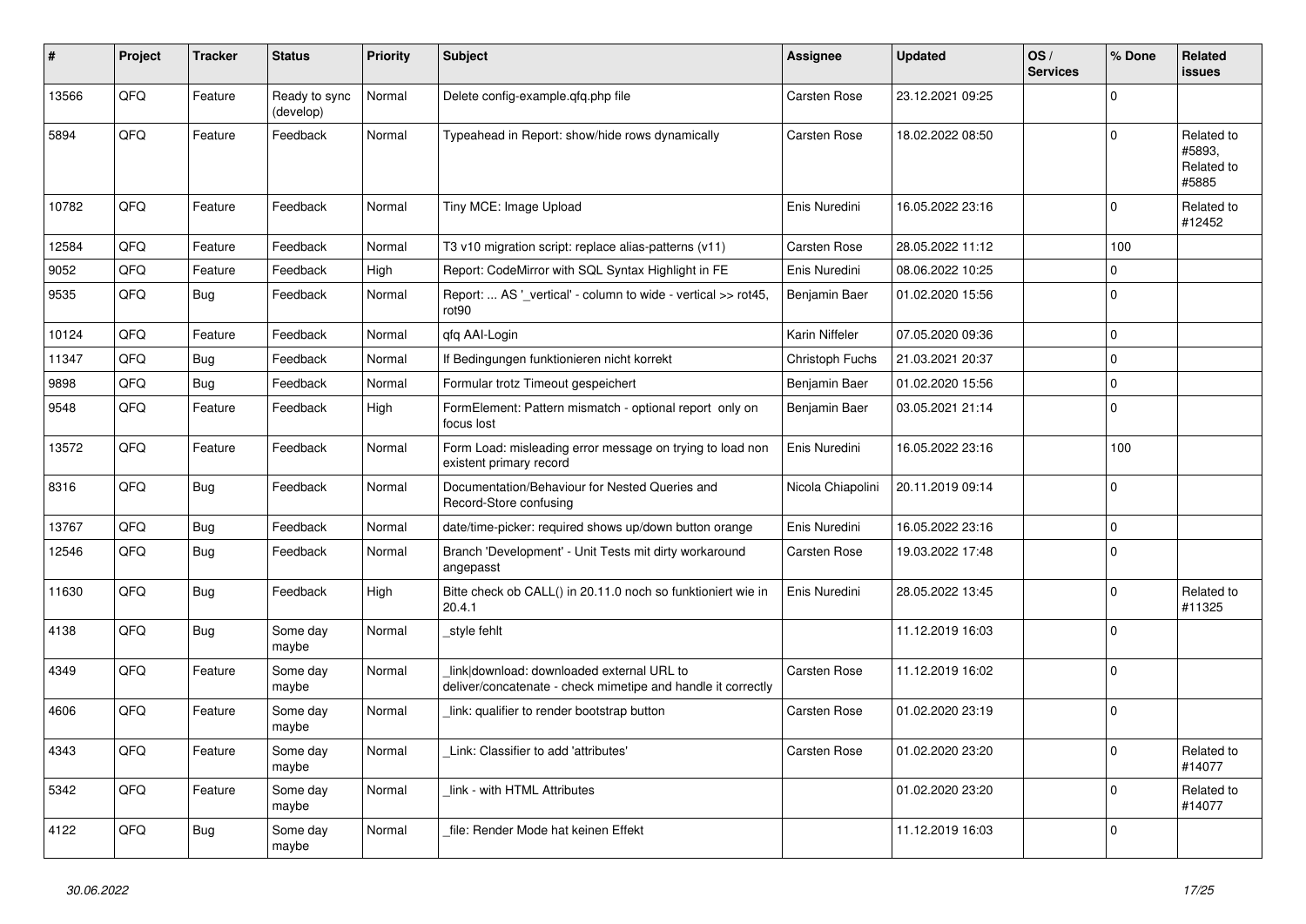| # | Project | Tracker | Status | Priority | Subject | Assignee | Updated | OS / Services | % Done | Related issues |
|---|---|---|---|---|---|---|---|---|---|---|
| 13566 | QFQ | Feature | Ready to sync (develop) | Normal | Delete config-example.qfq.php file | Carsten Rose | 23.12.2021 09:25 | | 0 | |
| 5894 | QFQ | Feature | Feedback | Normal | Typeahead in Report: show/hide rows dynamically | Carsten Rose | 18.02.2022 08:50 | | 0 | Related to #5893, Related to #5885 |
| 10782 | QFQ | Feature | Feedback | Normal | Tiny MCE: Image Upload | Enis Nuredini | 16.05.2022 23:16 | | 0 | Related to #12452 |
| 12584 | QFQ | Feature | Feedback | Normal | T3 v10 migration script: replace alias-patterns (v11) | Carsten Rose | 28.05.2022 11:12 | | 100 | |
| 9052 | QFQ | Feature | Feedback | High | Report: CodeMirror with SQL Syntax Highlight in FE | Enis Nuredini | 08.06.2022 10:25 | | 0 | |
| 9535 | QFQ | Bug | Feedback | Normal | Report: ... AS '_vertical' - column to wide - vertical >> rot45, rot90 | Benjamin Baer | 01.02.2020 15:56 | | 0 | |
| 10124 | QFQ | Feature | Feedback | Normal | qfq AAI-Login | Karin Niffeler | 07.05.2020 09:36 | | 0 | |
| 11347 | QFQ | Bug | Feedback | Normal | If Bedingungen funktionieren nicht korrekt | Christoph Fuchs | 21.03.2021 20:37 | | 0 | |
| 9898 | QFQ | Bug | Feedback | Normal | Formular trotz Timeout gespeichert | Benjamin Baer | 01.02.2020 15:56 | | 0 | |
| 9548 | QFQ | Feature | Feedback | High | FormElement: Pattern mismatch - optional report only on focus lost | Benjamin Baer | 03.05.2021 21:14 | | 0 | |
| 13572 | QFQ | Feature | Feedback | Normal | Form Load: misleading error message on trying to load non existent primary record | Enis Nuredini | 16.05.2022 23:16 | | 100 | |
| 8316 | QFQ | Bug | Feedback | Normal | Documentation/Behaviour for Nested Queries and Record-Store confusing | Nicola Chiapolini | 20.11.2019 09:14 | | 0 | |
| 13767 | QFQ | Bug | Feedback | Normal | date/time-picker: required shows up/down button orange | Enis Nuredini | 16.05.2022 23:16 | | 0 | |
| 12546 | QFQ | Bug | Feedback | Normal | Branch 'Development' - Unit Tests mit dirty workaround angepasst | Carsten Rose | 19.03.2022 17:48 | | 0 | |
| 11630 | QFQ | Bug | Feedback | High | Bitte check ob CALL() in 20.11.0 noch so funktioniert wie in 20.4.1 | Enis Nuredini | 28.05.2022 13:45 | | 0 | Related to #11325 |
| 4138 | QFQ | Bug | Some day maybe | Normal | _style fehlt | | 11.12.2019 16:03 | | 0 | |
| 4349 | QFQ | Feature | Some day maybe | Normal | _link\|download: downloaded external URL to deliver/concatenate - check mimetipe and handle it correctly | Carsten Rose | 11.12.2019 16:02 | | 0 | |
| 4606 | QFQ | Feature | Some day maybe | Normal | _link: qualifier to render bootstrap button | Carsten Rose | 01.02.2020 23:19 | | 0 | |
| 4343 | QFQ | Feature | Some day maybe | Normal | _Link: Classifier to add 'attributes' | Carsten Rose | 01.02.2020 23:20 | | 0 | Related to #14077 |
| 5342 | QFQ | Feature | Some day maybe | Normal | _link - with HTML Attributes | | 01.02.2020 23:20 | | 0 | Related to #14077 |
| 4122 | QFQ | Bug | Some day maybe | Normal | _file: Render Mode hat keinen Effekt | | 11.12.2019 16:03 | | 0 | |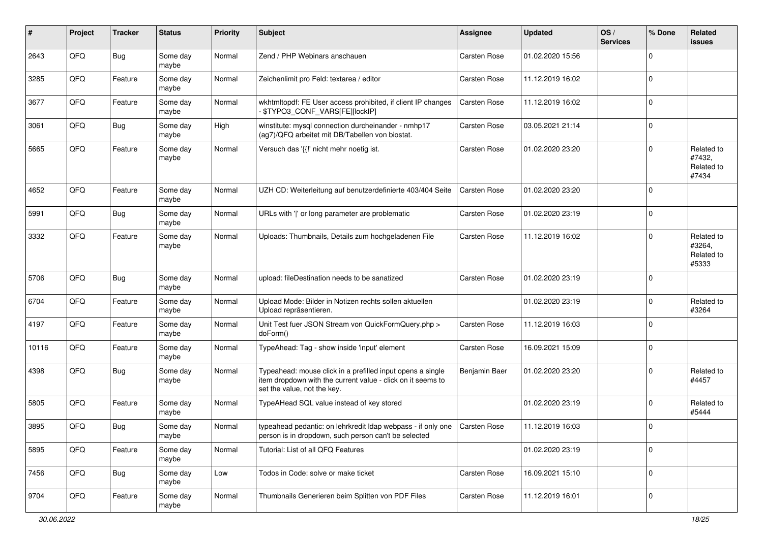| # | Project | Tracker | Status | Priority | Subject | Assignee | Updated | OS / Services | % Done | Related issues |
|---|---|---|---|---|---|---|---|---|---|---|
| 2643 | QFQ | Bug | Some day maybe | Normal | Zend / PHP Webinars anschauen | Carsten Rose | 01.02.2020 15:56 | | 0 | |
| 3285 | QFQ | Feature | Some day maybe | Normal | Zeichenlimit pro Feld: textarea / editor | Carsten Rose | 11.12.2019 16:02 | | 0 | |
| 3677 | QFQ | Feature | Some day maybe | Normal | wkhtmltopdf: FE User access prohibited, if client IP changes - $TYPO3_CONF_VARS[FE][lockIP] | Carsten Rose | 11.12.2019 16:02 | | 0 | |
| 3061 | QFQ | Bug | Some day maybe | High | winstitute: mysql connection durcheinander - nmhp17 (ag7)/QFQ arbeitet mit DB/Tabellen von biostat. | Carsten Rose | 03.05.2021 21:14 | | 0 | |
| 5665 | QFQ | Feature | Some day maybe | Normal | Versuch das '{{!' nicht mehr noetig ist. | Carsten Rose | 01.02.2020 23:20 | | 0 | Related to #7432, Related to #7434 |
| 4652 | QFQ | Feature | Some day maybe | Normal | UZH CD: Weiterleitung auf benutzerdefinierte 403/404 Seite | Carsten Rose | 01.02.2020 23:20 | | 0 | |
| 5991 | QFQ | Bug | Some day maybe | Normal | URLs with '\|' or long parameter are problematic | Carsten Rose | 01.02.2020 23:19 | | 0 | |
| 3332 | QFQ | Feature | Some day maybe | Normal | Uploads: Thumbnails, Details zum hochgeladenen File | Carsten Rose | 11.12.2019 16:02 | | 0 | Related to #3264, Related to #5333 |
| 5706 | QFQ | Bug | Some day maybe | Normal | upload: fileDestination needs to be sanatized | Carsten Rose | 01.02.2020 23:19 | | 0 | |
| 6704 | QFQ | Feature | Some day maybe | Normal | Upload Mode: Bilder in Notizen rechts sollen aktuellen Upload repräsentieren. | | 01.02.2020 23:19 | | 0 | Related to #3264 |
| 4197 | QFQ | Feature | Some day maybe | Normal | Unit Test fuer JSON Stream von QuickFormQuery.php > doForm() | Carsten Rose | 11.12.2019 16:03 | | 0 | |
| 10116 | QFQ | Feature | Some day maybe | Normal | TypeAhead: Tag - show inside 'input' element | Carsten Rose | 16.09.2021 15:09 | | 0 | |
| 4398 | QFQ | Bug | Some day maybe | Normal | Typeahead: mouse click in a prefilled input opens a single item dropdown with the current value - click on it seems to set the value, not the key. | Benjamin Baer | 01.02.2020 23:20 | | 0 | Related to #4457 |
| 5805 | QFQ | Feature | Some day maybe | Normal | TypeAHead SQL value instead of key stored | | 01.02.2020 23:19 | | 0 | Related to #5444 |
| 3895 | QFQ | Bug | Some day maybe | Normal | typeahead pedantic: on lehrkredit ldap webpass - if only one person is in dropdown, such person can't be selected | Carsten Rose | 11.12.2019 16:03 | | 0 | |
| 5895 | QFQ | Feature | Some day maybe | Normal | Tutorial: List of all QFQ Features | | 01.02.2020 23:19 | | 0 | |
| 7456 | QFQ | Bug | Some day maybe | Low | Todos in Code: solve or make ticket | Carsten Rose | 16.09.2021 15:10 | | 0 | |
| 9704 | QFQ | Feature | Some day maybe | Normal | Thumbnails Generieren beim Splitten von PDF Files | Carsten Rose | 11.12.2019 16:01 | | 0 | |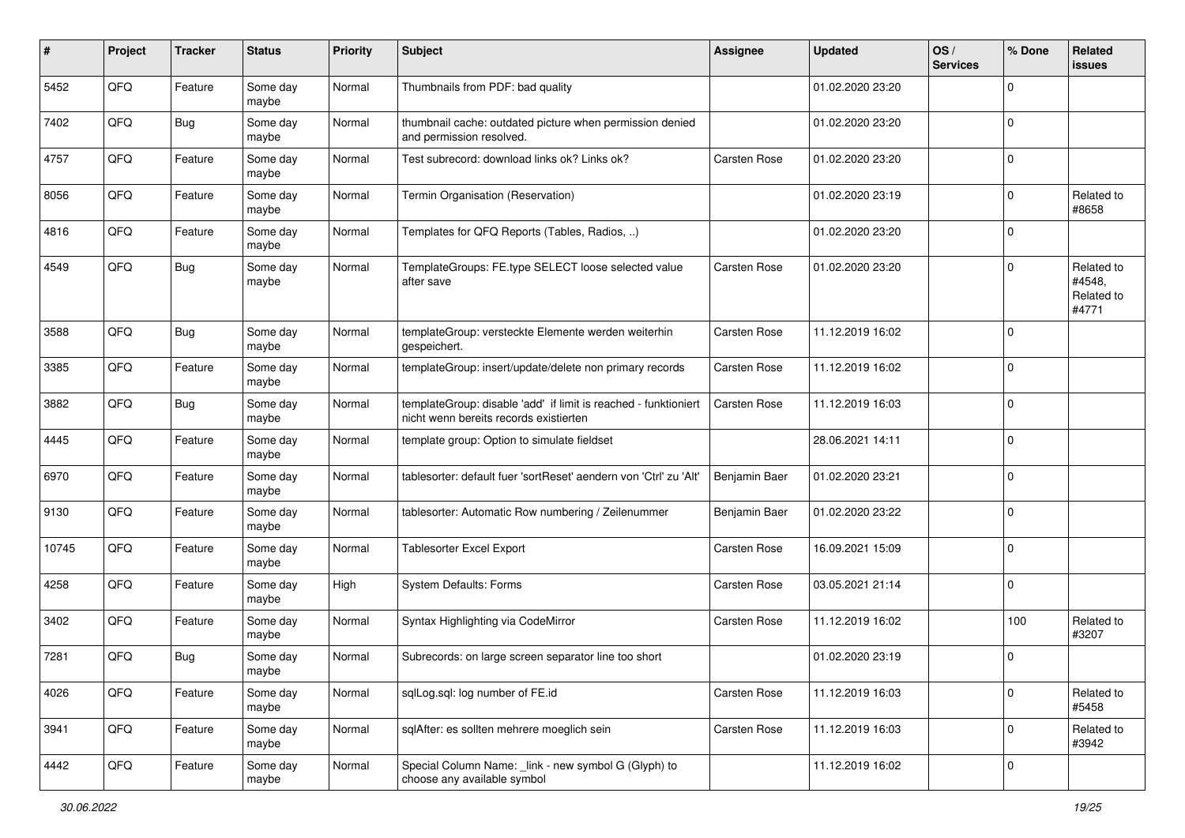| # | Project | Tracker | Status | Priority | Subject | Assignee | Updated | OS / Services | % Done | Related issues |
|---|---|---|---|---|---|---|---|---|---|---|
| 5452 | QFQ | Feature | Some day maybe | Normal | Thumbnails from PDF: bad quality | | 01.02.2020 23:20 | | 0 | |
| 7402 | QFQ | Bug | Some day maybe | Normal | thumbnail cache: outdated picture when permission denied and permission resolved. | | 01.02.2020 23:20 | | 0 | |
| 4757 | QFQ | Feature | Some day maybe | Normal | Test subrecord: download links ok? Links ok? | Carsten Rose | 01.02.2020 23:20 | | 0 | |
| 8056 | QFQ | Feature | Some day maybe | Normal | Termin Organisation (Reservation) | | 01.02.2020 23:19 | | 0 | Related to #8658 |
| 4816 | QFQ | Feature | Some day maybe | Normal | Templates for QFQ Reports (Tables, Radios, ..) | | 01.02.2020 23:20 | | 0 | |
| 4549 | QFQ | Bug | Some day maybe | Normal | TemplateGroups: FE.type SELECT loose selected value after save | Carsten Rose | 01.02.2020 23:20 | | 0 | Related to #4548, Related to #4771 |
| 3588 | QFQ | Bug | Some day maybe | Normal | templateGroup: versteckte Elemente werden weiterhin gespeichert. | Carsten Rose | 11.12.2019 16:02 | | 0 | |
| 3385 | QFQ | Feature | Some day maybe | Normal | templateGroup: insert/update/delete non primary records | Carsten Rose | 11.12.2019 16:02 | | 0 | |
| 3882 | QFQ | Bug | Some day maybe | Normal | templateGroup: disable 'add' if limit is reached - funktioniert nicht wenn bereits records existierten | Carsten Rose | 11.12.2019 16:03 | | 0 | |
| 4445 | QFQ | Feature | Some day maybe | Normal | template group: Option to simulate fieldset | | 28.06.2021 14:11 | | 0 | |
| 6970 | QFQ | Feature | Some day maybe | Normal | tablesorter: default fuer 'sortReset' aendern von 'Ctrl' zu 'Alt' | Benjamin Baer | 01.02.2020 23:21 | | 0 | |
| 9130 | QFQ | Feature | Some day maybe | Normal | tablesorter: Automatic Row numbering / Zeilenummer | Benjamin Baer | 01.02.2020 23:22 | | 0 | |
| 10745 | QFQ | Feature | Some day maybe | Normal | Tablesorter Excel Export | Carsten Rose | 16.09.2021 15:09 | | 0 | |
| 4258 | QFQ | Feature | Some day maybe | High | System Defaults: Forms | Carsten Rose | 03.05.2021 21:14 | | 0 | |
| 3402 | QFQ | Feature | Some day maybe | Normal | Syntax Highlighting via CodeMirror | Carsten Rose | 11.12.2019 16:02 | | 100 | Related to #3207 |
| 7281 | QFQ | Bug | Some day maybe | Normal | Subrecords: on large screen separator line too short | | 01.02.2020 23:19 | | 0 | |
| 4026 | QFQ | Feature | Some day maybe | Normal | sqlLog.sql: log number of FE.id | Carsten Rose | 11.12.2019 16:03 | | 0 | Related to #5458 |
| 3941 | QFQ | Feature | Some day maybe | Normal | sqlAfter: es sollten mehrere moeglich sein | Carsten Rose | 11.12.2019 16:03 | | 0 | Related to #3942 |
| 4442 | QFQ | Feature | Some day maybe | Normal | Special Column Name: _link - new symbol G (Glyph) to choose any available symbol | | 11.12.2019 16:02 | | 0 | |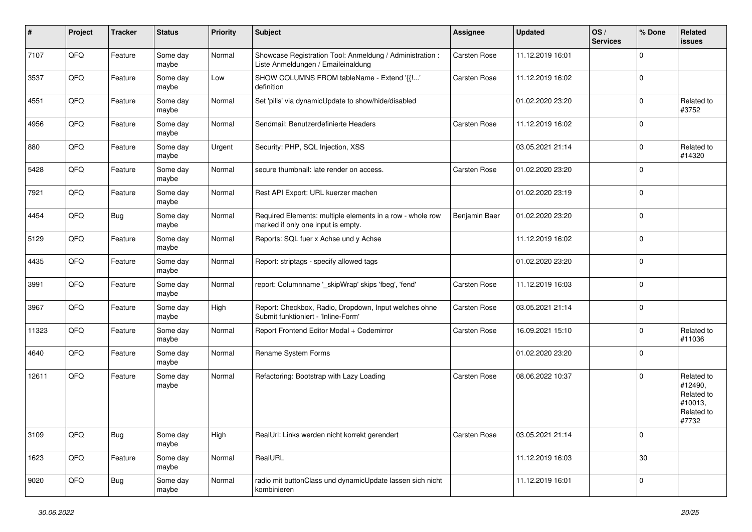| # | Project | Tracker | Status | Priority | Subject | Assignee | Updated | OS / Services | % Done | Related issues |
|---|---|---|---|---|---|---|---|---|---|---|
| 7107 | QFQ | Feature | Some day maybe | Normal | Showcase Registration Tool: Anmeldung / Administration : Liste Anmeldungen / Emaileinaldung | Carsten Rose | 11.12.2019 16:01 | | 0 | |
| 3537 | QFQ | Feature | Some day maybe | Low | SHOW COLUMNS FROM tableName - Extend '{{!...' definition | Carsten Rose | 11.12.2019 16:02 | | 0 | |
| 4551 | QFQ | Feature | Some day maybe | Normal | Set 'pills' via dynamicUpdate to show/hide/disabled | | 01.02.2020 23:20 | | 0 | Related to #3752 |
| 4956 | QFQ | Feature | Some day maybe | Normal | Sendmail: Benutzerdefinierte Headers | Carsten Rose | 11.12.2019 16:02 | | 0 | |
| 880 | QFQ | Feature | Some day maybe | Urgent | Security: PHP, SQL Injection, XSS | | 03.05.2021 21:14 | | 0 | Related to #14320 |
| 5428 | QFQ | Feature | Some day maybe | Normal | secure thumbnail: late render on access. | Carsten Rose | 01.02.2020 23:20 | | 0 | |
| 7921 | QFQ | Feature | Some day maybe | Normal | Rest API Export: URL kuerzer machen | | 01.02.2020 23:19 | | 0 | |
| 4454 | QFQ | Bug | Some day maybe | Normal | Required Elements: multiple elements in a row - whole row marked if only one input is empty. | Benjamin Baer | 01.02.2020 23:20 | | 0 | |
| 5129 | QFQ | Feature | Some day maybe | Normal | Reports: SQL fuer x Achse und y Achse | | 11.12.2019 16:02 | | 0 | |
| 4435 | QFQ | Feature | Some day maybe | Normal | Report: striptags - specify allowed tags | | 01.02.2020 23:20 | | 0 | |
| 3991 | QFQ | Feature | Some day maybe | Normal | report: Columnname '_skipWrap' skips 'fbeg', 'fend' | Carsten Rose | 11.12.2019 16:03 | | 0 | |
| 3967 | QFQ | Feature | Some day maybe | High | Report: Checkbox, Radio, Dropdown, Input welches ohne Submit funktioniert - 'Inline-Form' | Carsten Rose | 03.05.2021 21:14 | | 0 | |
| 11323 | QFQ | Feature | Some day maybe | Normal | Report Frontend Editor Modal + Codemirror | Carsten Rose | 16.09.2021 15:10 | | 0 | Related to #11036 |
| 4640 | QFQ | Feature | Some day maybe | Normal | Rename System Forms | | 01.02.2020 23:20 | | 0 | |
| 12611 | QFQ | Feature | Some day maybe | Normal | Refactoring: Bootstrap with Lazy Loading | Carsten Rose | 08.06.2022 10:37 | | 0 | Related to #12490, Related to #10013, Related to #7732 |
| 3109 | QFQ | Bug | Some day maybe | High | RealUrl: Links werden nicht korrekt gerendert | Carsten Rose | 03.05.2021 21:14 | | 0 | |
| 1623 | QFQ | Feature | Some day maybe | Normal | RealURL | | 11.12.2019 16:03 | | 30 | |
| 9020 | QFQ | Bug | Some day maybe | Normal | radio mit buttonClass und dynamicUpdate lassen sich nicht kombinieren | | 11.12.2019 16:01 | | 0 | |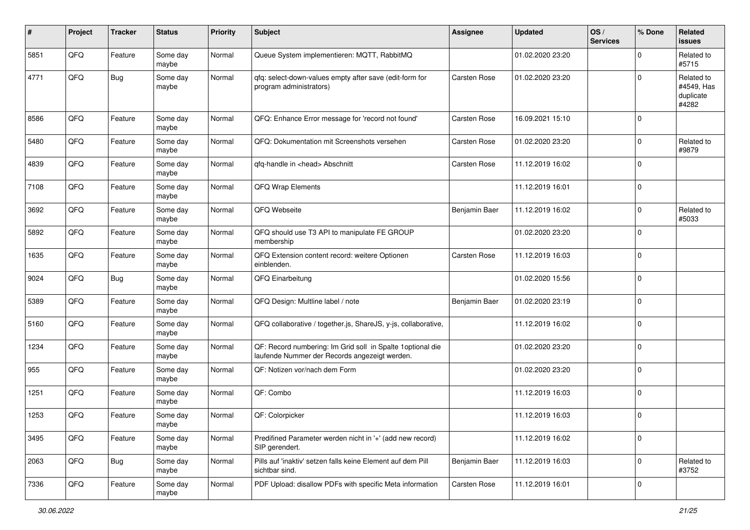| # | Project | Tracker | Status | Priority | Subject | Assignee | Updated | OS / Services | % Done | Related issues |
|---|---|---|---|---|---|---|---|---|---|---|
| 5851 | QFQ | Feature | Some day maybe | Normal | Queue System implementieren: MQTT, RabbitMQ | | 01.02.2020 23:20 | | 0 | Related to #5715 |
| 4771 | QFQ | Bug | Some day maybe | Normal | qfq: select-down-values empty after save (edit-form for program administrators) | Carsten Rose | 01.02.2020 23:20 | | 0 | Related to #4549, Has duplicate #4282 |
| 8586 | QFQ | Feature | Some day maybe | Normal | QFQ: Enhance Error message for 'record not found' | Carsten Rose | 16.09.2021 15:10 | | 0 | |
| 5480 | QFQ | Feature | Some day maybe | Normal | QFQ: Dokumentation mit Screenshots versehen | Carsten Rose | 01.02.2020 23:20 | | 0 | Related to #9879 |
| 4839 | QFQ | Feature | Some day maybe | Normal | qfq-handle in <head> Abschnitt | Carsten Rose | 11.12.2019 16:02 | | 0 | |
| 7108 | QFQ | Feature | Some day maybe | Normal | QFQ Wrap Elements | | 11.12.2019 16:01 | | 0 | |
| 3692 | QFQ | Feature | Some day maybe | Normal | QFQ Webseite | Benjamin Baer | 11.12.2019 16:02 | | 0 | Related to #5033 |
| 5892 | QFQ | Feature | Some day maybe | Normal | QFQ should use T3 API to manipulate FE GROUP membership | | 01.02.2020 23:20 | | 0 | |
| 1635 | QFQ | Feature | Some day maybe | Normal | QFQ Extension content record: weitere Optionen einblenden. | Carsten Rose | 11.12.2019 16:03 | | 0 | |
| 9024 | QFQ | Bug | Some day maybe | Normal | QFQ Einarbeitung | | 01.02.2020 15:56 | | 0 | |
| 5389 | QFQ | Feature | Some day maybe | Normal | QFQ Design: Multline label / note | Benjamin Baer | 01.02.2020 23:19 | | 0 | |
| 5160 | QFQ | Feature | Some day maybe | Normal | QFQ collaborative / together.js, ShareJS, y-js, collaborative, | | 11.12.2019 16:02 | | 0 | |
| 1234 | QFQ | Feature | Some day maybe | Normal | QF: Record numbering: Im Grid soll in Spalte 1optional die laufende Nummer der Records angezeigt werden. | | 01.02.2020 23:20 | | 0 | |
| 955 | QFQ | Feature | Some day maybe | Normal | QF: Notizen vor/nach dem Form | | 01.02.2020 23:20 | | 0 | |
| 1251 | QFQ | Feature | Some day maybe | Normal | QF: Combo | | 11.12.2019 16:03 | | 0 | |
| 1253 | QFQ | Feature | Some day maybe | Normal | QF: Colorpicker | | 11.12.2019 16:03 | | 0 | |
| 3495 | QFQ | Feature | Some day maybe | Normal | Predifined Parameter werden nicht in '+' (add new record) SIP gerendert. | | 11.12.2019 16:02 | | 0 | |
| 2063 | QFQ | Bug | Some day maybe | Normal | Pills auf 'inaktiv' setzen falls keine Element auf dem Pill sichtbar sind. | Benjamin Baer | 11.12.2019 16:03 | | 0 | Related to #3752 |
| 7336 | QFQ | Feature | Some day maybe | Normal | PDF Upload: disallow PDFs with specific Meta information | Carsten Rose | 11.12.2019 16:01 | | 0 | |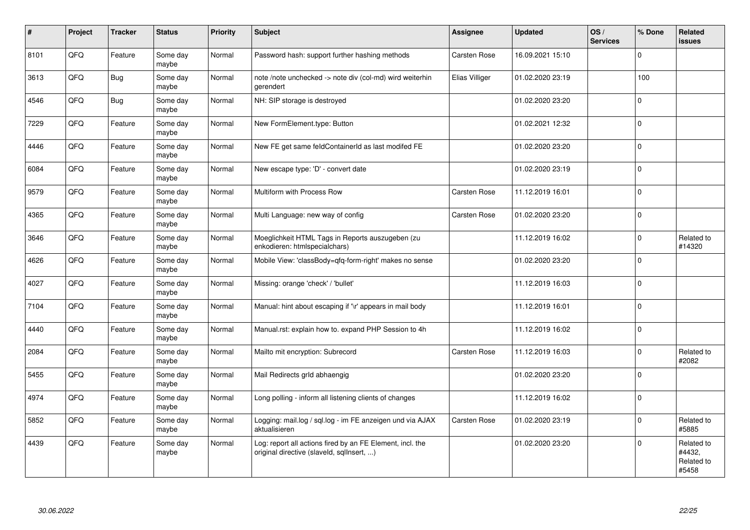| # | Project | Tracker | Status | Priority | Subject | Assignee | Updated | OS / Services | % Done | Related issues |
|---|---|---|---|---|---|---|---|---|---|---|
| 8101 | QFQ | Feature | Some day maybe | Normal | Password hash: support further hashing methods | Carsten Rose | 16.09.2021 15:10 | | 0 | |
| 3613 | QFQ | Bug | Some day maybe | Normal | note /note unchecked -> note div (col-md) wird weiterhin gerendert | Elias Villiger | 01.02.2020 23:19 | | 100 | |
| 4546 | QFQ | Bug | Some day maybe | Normal | NH: SIP storage is destroyed | | 01.02.2020 23:20 | | 0 | |
| 7229 | QFQ | Feature | Some day maybe | Normal | New FormElement.type: Button | | 01.02.2021 12:32 | | 0 | |
| 4446 | QFQ | Feature | Some day maybe | Normal | New FE get same feldContainerId as last modifed FE | | 01.02.2020 23:20 | | 0 | |
| 6084 | QFQ | Feature | Some day maybe | Normal | New escape type: 'D' - convert date | | 01.02.2020 23:19 | | 0 | |
| 9579 | QFQ | Feature | Some day maybe | Normal | Multiform with Process Row | Carsten Rose | 11.12.2019 16:01 | | 0 | |
| 4365 | QFQ | Feature | Some day maybe | Normal | Multi Language: new way of config | Carsten Rose | 01.02.2020 23:20 | | 0 | |
| 3646 | QFQ | Feature | Some day maybe | Normal | Moeglichkeit HTML Tags in Reports auszugeben (zu enkodieren: htmlspecialchars) | | 11.12.2019 16:02 | | 0 | Related to #14320 |
| 4626 | QFQ | Feature | Some day maybe | Normal | Mobile View: 'classBody=qfq-form-right' makes no sense | | 01.02.2020 23:20 | | 0 | |
| 4027 | QFQ | Feature | Some day maybe | Normal | Missing: orange 'check' / 'bullet' | | 11.12.2019 16:03 | | 0 | |
| 7104 | QFQ | Feature | Some day maybe | Normal | Manual: hint about escaping if '\r' appears in mail body | | 11.12.2019 16:01 | | 0 | |
| 4440 | QFQ | Feature | Some day maybe | Normal | Manual.rst: explain how to. expand PHP Session to 4h | | 11.12.2019 16:02 | | 0 | |
| 2084 | QFQ | Feature | Some day maybe | Normal | Mailto mit encryption: Subrecord | Carsten Rose | 11.12.2019 16:03 | | 0 | Related to #2082 |
| 5455 | QFQ | Feature | Some day maybe | Normal | Mail Redirects grId abhaengig | | 01.02.2020 23:20 | | 0 | |
| 4974 | QFQ | Feature | Some day maybe | Normal | Long polling - inform all listening clients of changes | | 11.12.2019 16:02 | | 0 | |
| 5852 | QFQ | Feature | Some day maybe | Normal | Logging: mail.log / sql.log - im FE anzeigen und via AJAX aktualisieren | Carsten Rose | 01.02.2020 23:19 | | 0 | Related to #5885 |
| 4439 | QFQ | Feature | Some day maybe | Normal | Log: report all actions fired by an FE Element, incl. the original directive (slaveId, sqlInsert, ...) | | 01.02.2020 23:20 | | 0 | Related to #4432, Related to #5458 |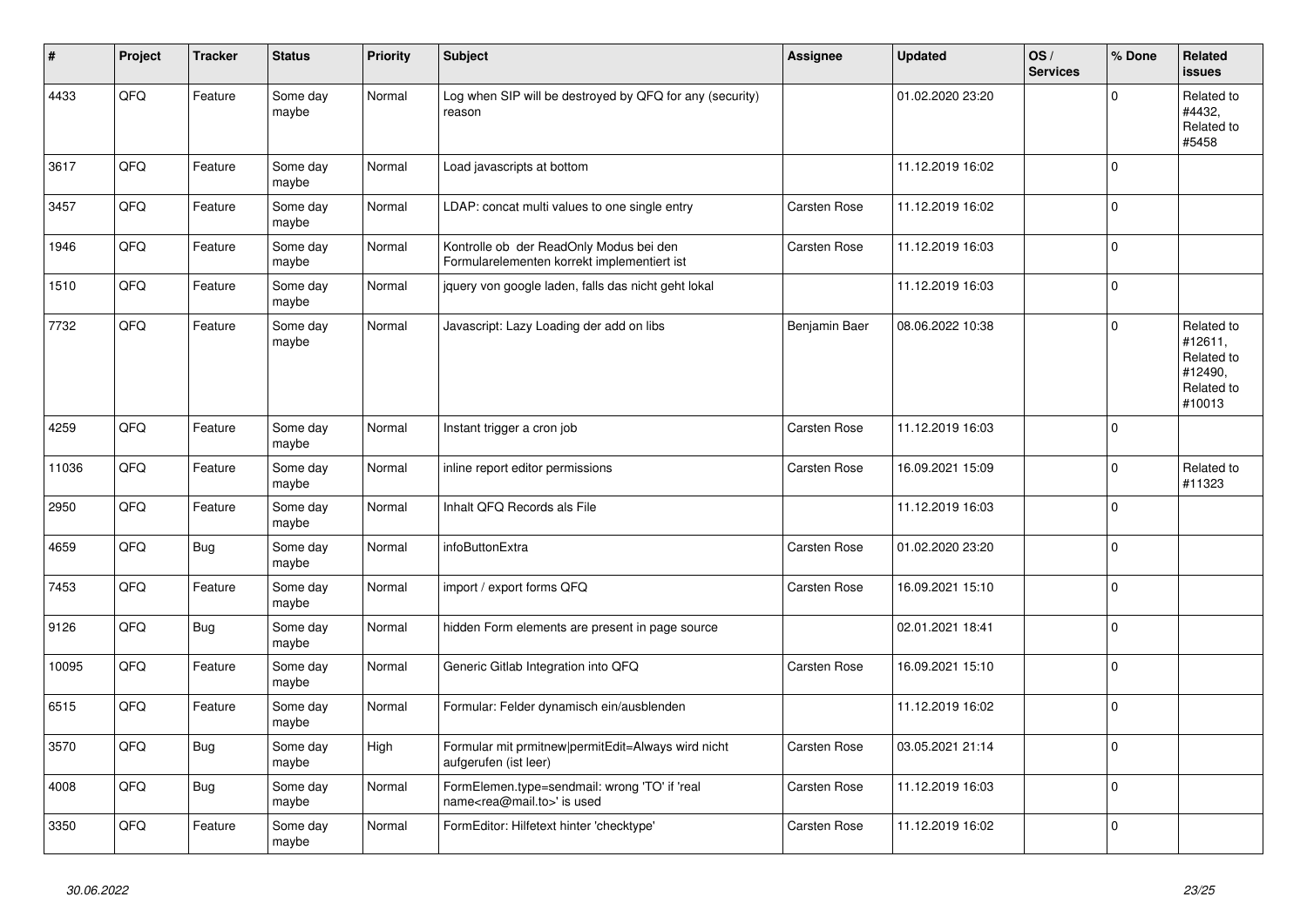| # | Project | Tracker | Status | Priority | Subject | Assignee | Updated | OS / Services | % Done | Related issues |
|---|---|---|---|---|---|---|---|---|---|---|
| 4433 | QFQ | Feature | Some day maybe | Normal | Log when SIP will be destroyed by QFQ for any (security) reason | | 01.02.2020 23:20 | | 0 | Related to #4432, Related to #5458 |
| 3617 | QFQ | Feature | Some day maybe | Normal | Load javascripts at bottom | | 11.12.2019 16:02 | | 0 | |
| 3457 | QFQ | Feature | Some day maybe | Normal | LDAP: concat multi values to one single entry | Carsten Rose | 11.12.2019 16:02 | | 0 | |
| 1946 | QFQ | Feature | Some day maybe | Normal | Kontrolle ob der ReadOnly Modus bei den Formularelementen korrekt implementiert ist | Carsten Rose | 11.12.2019 16:03 | | 0 | |
| 1510 | QFQ | Feature | Some day maybe | Normal | jquery von google laden, falls das nicht geht lokal | | 11.12.2019 16:03 | | 0 | |
| 7732 | QFQ | Feature | Some day maybe | Normal | Javascript: Lazy Loading der add on libs | Benjamin Baer | 08.06.2022 10:38 | | 0 | Related to #12611, Related to #12490, Related to #10013 |
| 4259 | QFQ | Feature | Some day maybe | Normal | Instant trigger a cron job | Carsten Rose | 11.12.2019 16:03 | | 0 | |
| 11036 | QFQ | Feature | Some day maybe | Normal | inline report editor permissions | Carsten Rose | 16.09.2021 15:09 | | 0 | Related to #11323 |
| 2950 | QFQ | Feature | Some day maybe | Normal | Inhalt QFQ Records als File | | 11.12.2019 16:03 | | 0 | |
| 4659 | QFQ | Bug | Some day maybe | Normal | infoButtonExtra | Carsten Rose | 01.02.2020 23:20 | | 0 | |
| 7453 | QFQ | Feature | Some day maybe | Normal | import / export forms QFQ | Carsten Rose | 16.09.2021 15:10 | | 0 | |
| 9126 | QFQ | Bug | Some day maybe | Normal | hidden Form elements are present in page source | | 02.01.2021 18:41 | | 0 | |
| 10095 | QFQ | Feature | Some day maybe | Normal | Generic Gitlab Integration into QFQ | Carsten Rose | 16.09.2021 15:10 | | 0 | |
| 6515 | QFQ | Feature | Some day maybe | Normal | Formular: Felder dynamisch ein/ausblenden | | 11.12.2019 16:02 | | 0 | |
| 3570 | QFQ | Bug | Some day maybe | High | Formular mit prmitnew\|permitEdit=Always wird nicht aufgerufen (ist leer) | Carsten Rose | 03.05.2021 21:14 | | 0 | |
| 4008 | QFQ | Bug | Some day maybe | Normal | FormElemen.type=sendmail: wrong 'TO' if 'real name<rea@mail.to>' is used | Carsten Rose | 11.12.2019 16:03 | | 0 | |
| 3350 | QFQ | Feature | Some day maybe | Normal | FormEditor: Hilfetext hinter 'checktype' | Carsten Rose | 11.12.2019 16:02 | | 0 | |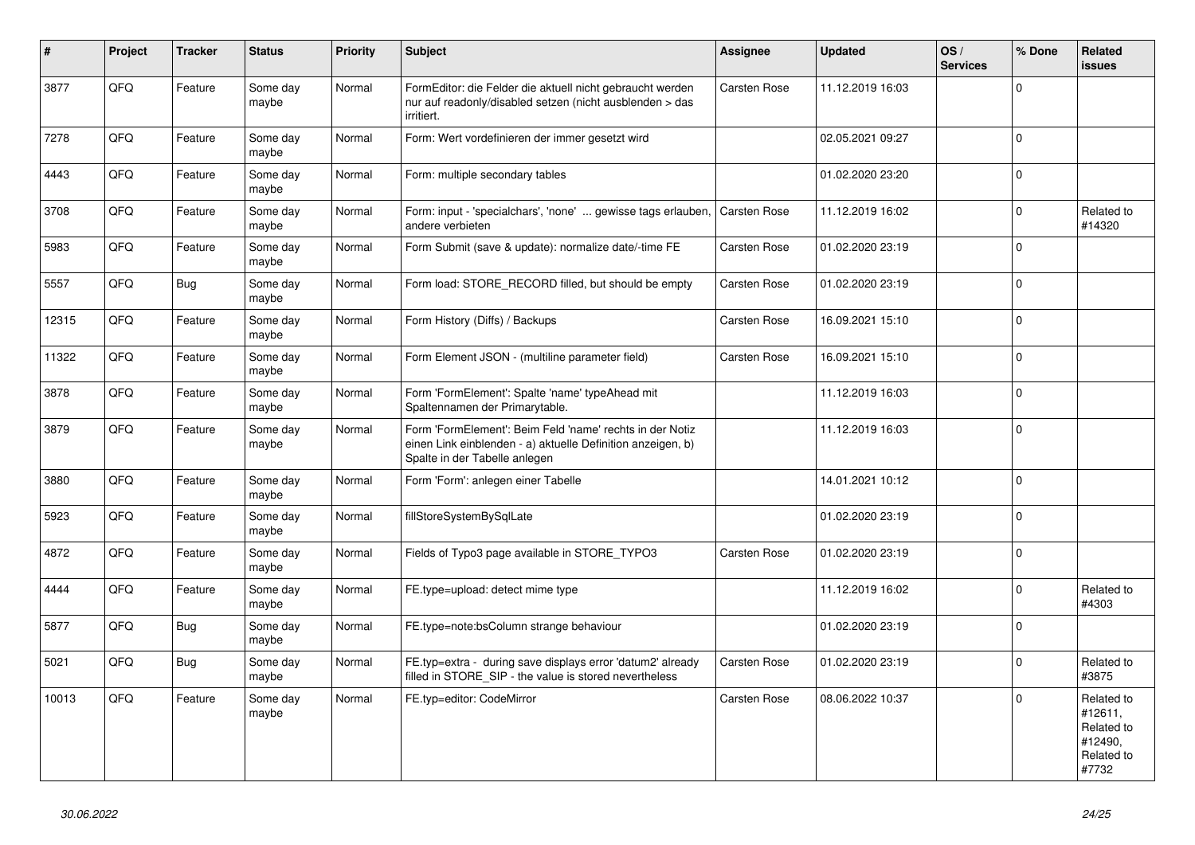| # | Project | Tracker | Status | Priority | Subject | Assignee | Updated | OS / Services | % Done | Related issues |
|---|---|---|---|---|---|---|---|---|---|---|
| 3877 | QFQ | Feature | Some day maybe | Normal | FormEditor: die Felder die aktuell nicht gebraucht werden nur auf readonly/disabled setzen (nicht ausblenden > das irritiert. | Carsten Rose | 11.12.2019 16:03 | | 0 | |
| 7278 | QFQ | Feature | Some day maybe | Normal | Form: Wert vordefinieren der immer gesetzt wird | | 02.05.2021 09:27 | | 0 | |
| 4443 | QFQ | Feature | Some day maybe | Normal | Form: multiple secondary tables | | 01.02.2020 23:20 | | 0 | |
| 3708 | QFQ | Feature | Some day maybe | Normal | Form: input - 'specialchars', 'none' ... gewisse tags erlauben, andere verbieten | Carsten Rose | 11.12.2019 16:02 | | 0 | Related to #14320 |
| 5983 | QFQ | Feature | Some day maybe | Normal | Form Submit (save & update): normalize date/-time FE | Carsten Rose | 01.02.2020 23:19 | | 0 | |
| 5557 | QFQ | Bug | Some day maybe | Normal | Form load: STORE_RECORD filled, but should be empty | Carsten Rose | 01.02.2020 23:19 | | 0 | |
| 12315 | QFQ | Feature | Some day maybe | Normal | Form History (Diffs) / Backups | Carsten Rose | 16.09.2021 15:10 | | 0 | |
| 11322 | QFQ | Feature | Some day maybe | Normal | Form Element JSON - (multiline parameter field) | Carsten Rose | 16.09.2021 15:10 | | 0 | |
| 3878 | QFQ | Feature | Some day maybe | Normal | Form 'FormElement': Spalte 'name' typeAhead mit Spaltennamen der Primarytable. | | 11.12.2019 16:03 | | 0 | |
| 3879 | QFQ | Feature | Some day maybe | Normal | Form 'FormElement': Beim Feld 'name' rechts in der Notiz einen Link einblenden - a) aktuelle Definition anzeigen, b) Spalte in der Tabelle anlegen | | 11.12.2019 16:03 | | 0 | |
| 3880 | QFQ | Feature | Some day maybe | Normal | Form 'Form': anlegen einer Tabelle | | 14.01.2021 10:12 | | 0 | |
| 5923 | QFQ | Feature | Some day maybe | Normal | fillStoreSystemBySqlLate | | 01.02.2020 23:19 | | 0 | |
| 4872 | QFQ | Feature | Some day maybe | Normal | Fields of Typo3 page available in STORE_TYPO3 | Carsten Rose | 01.02.2020 23:19 | | 0 | |
| 4444 | QFQ | Feature | Some day maybe | Normal | FE.type=upload: detect mime type | | 11.12.2019 16:02 | | 0 | Related to #4303 |
| 5877 | QFQ | Bug | Some day maybe | Normal | FE.type=note:bsColumn strange behaviour | | 01.02.2020 23:19 | | 0 | |
| 5021 | QFQ | Bug | Some day maybe | Normal | FE.typ=extra - during save displays error 'datum2' already filled in STORE_SIP - the value is stored nevertheless | Carsten Rose | 01.02.2020 23:19 | | 0 | Related to #3875 |
| 10013 | QFQ | Feature | Some day maybe | Normal | FE.typ=editor: CodeMirror | Carsten Rose | 08.06.2022 10:37 | | 0 | Related to #12611, Related to #12490, Related to #7732 |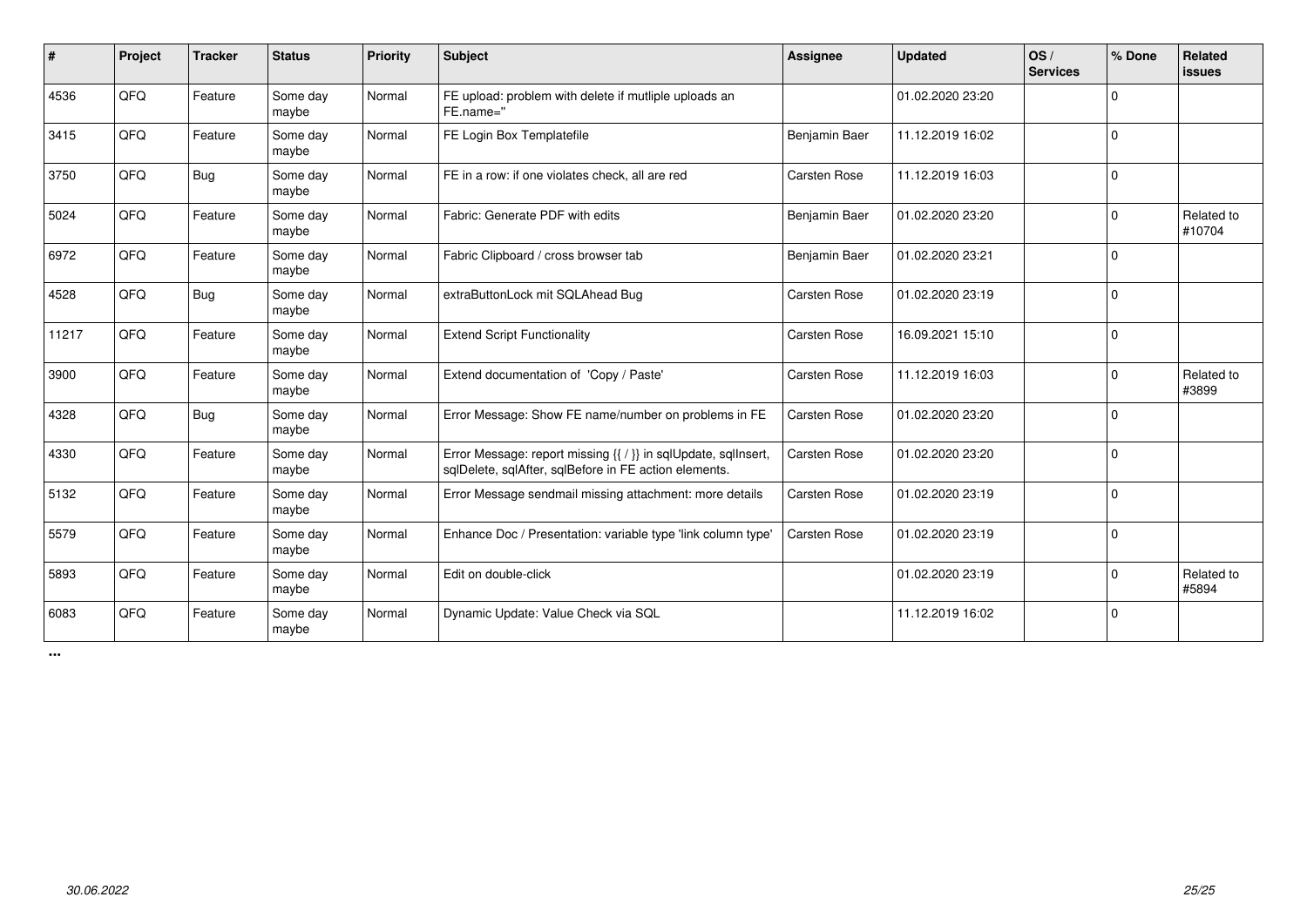| # | Project | Tracker | Status | Priority | Subject | Assignee | Updated | OS / Services | % Done | Related issues |
|---|---|---|---|---|---|---|---|---|---|---|
| 4536 | QFQ | Feature | Some day maybe | Normal | FE upload: problem with delete if mutliple uploads an FE.name='' | | 01.02.2020 23:20 | | 0 | |
| 3415 | QFQ | Feature | Some day maybe | Normal | FE Login Box Templatefile | Benjamin Baer | 11.12.2019 16:02 | | 0 | |
| 3750 | QFQ | Bug | Some day maybe | Normal | FE in a row: if one violates check, all are red | Carsten Rose | 11.12.2019 16:03 | | 0 | |
| 5024 | QFQ | Feature | Some day maybe | Normal | Fabric: Generate PDF with edits | Benjamin Baer | 01.02.2020 23:20 | | 0 | Related to #10704 |
| 6972 | QFQ | Feature | Some day maybe | Normal | Fabric Clipboard / cross browser tab | Benjamin Baer | 01.02.2020 23:21 | | 0 | |
| 4528 | QFQ | Bug | Some day maybe | Normal | extraButtonLock mit SQLAhead Bug | Carsten Rose | 01.02.2020 23:19 | | 0 | |
| 11217 | QFQ | Feature | Some day maybe | Normal | Extend Script Functionality | Carsten Rose | 16.09.2021 15:10 | | 0 | |
| 3900 | QFQ | Feature | Some day maybe | Normal | Extend documentation of 'Copy / Paste' | Carsten Rose | 11.12.2019 16:03 | | 0 | Related to #3899 |
| 4328 | QFQ | Bug | Some day maybe | Normal | Error Message: Show FE name/number on problems in FE | Carsten Rose | 01.02.2020 23:20 | | 0 | |
| 4330 | QFQ | Feature | Some day maybe | Normal | Error Message: report missing {{ / }} in sqlUpdate, sqlInsert, sqlDelete, sqlAfter, sqlBefore in FE action elements. | Carsten Rose | 01.02.2020 23:20 | | 0 | |
| 5132 | QFQ | Feature | Some day maybe | Normal | Error Message sendmail missing attachment: more details | Carsten Rose | 01.02.2020 23:19 | | 0 | |
| 5579 | QFQ | Feature | Some day maybe | Normal | Enhance Doc / Presentation: variable type 'link column type' | Carsten Rose | 01.02.2020 23:19 | | 0 | |
| 5893 | QFQ | Feature | Some day maybe | Normal | Edit on double-click | | 01.02.2020 23:19 | | 0 | Related to #5894 |
| 6083 | QFQ | Feature | Some day maybe | Normal | Dynamic Update: Value Check via SQL | | 11.12.2019 16:02 | | 0 | |

...